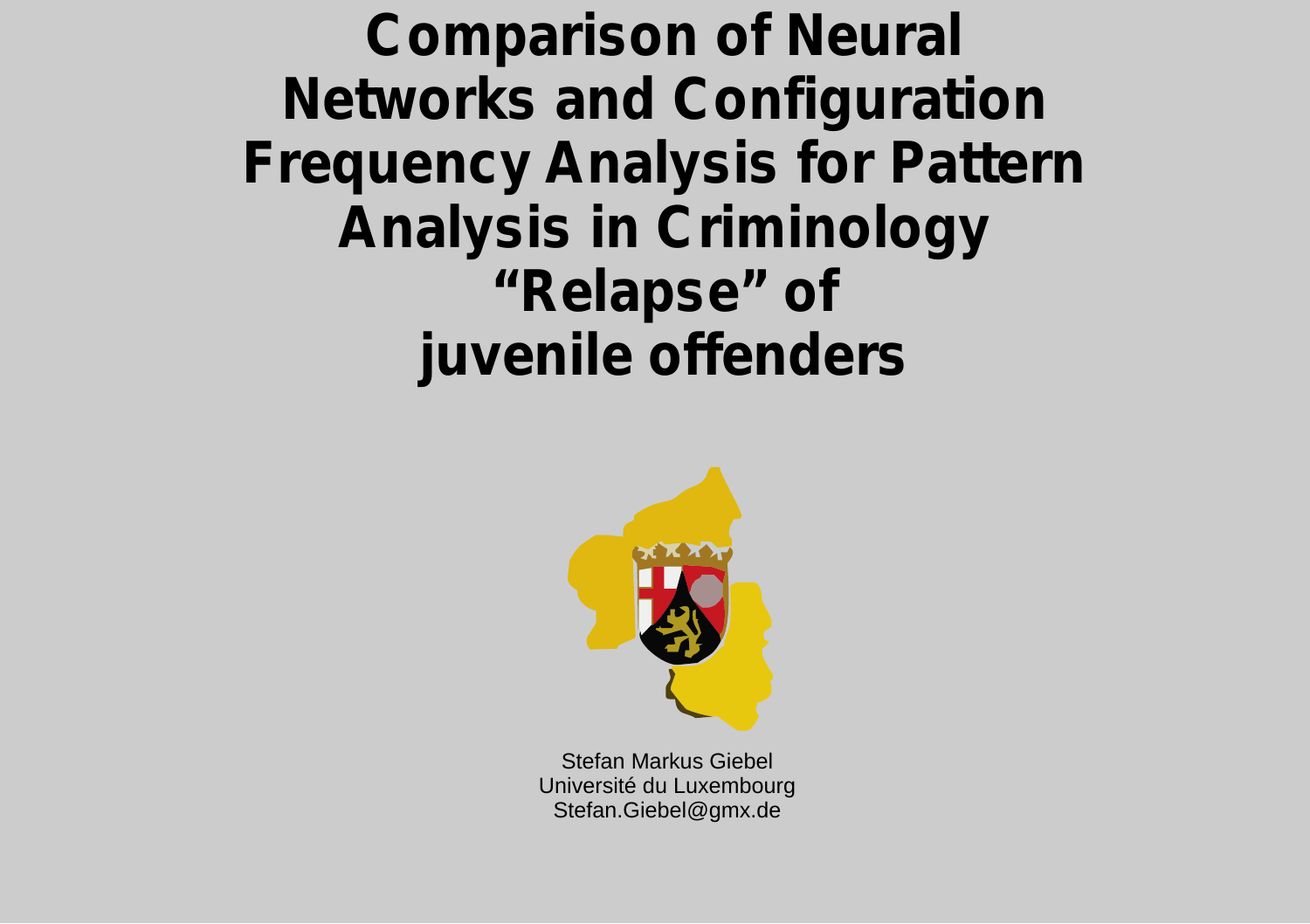# Comparison of Neural Networks and Configuration Frequency Analysis for Pattern Analysis in Criminology "Relapse" of juvenile offenders

Stefan Markus Giebel
Université du Luxembourg
Stefan.Giebel@gmx.de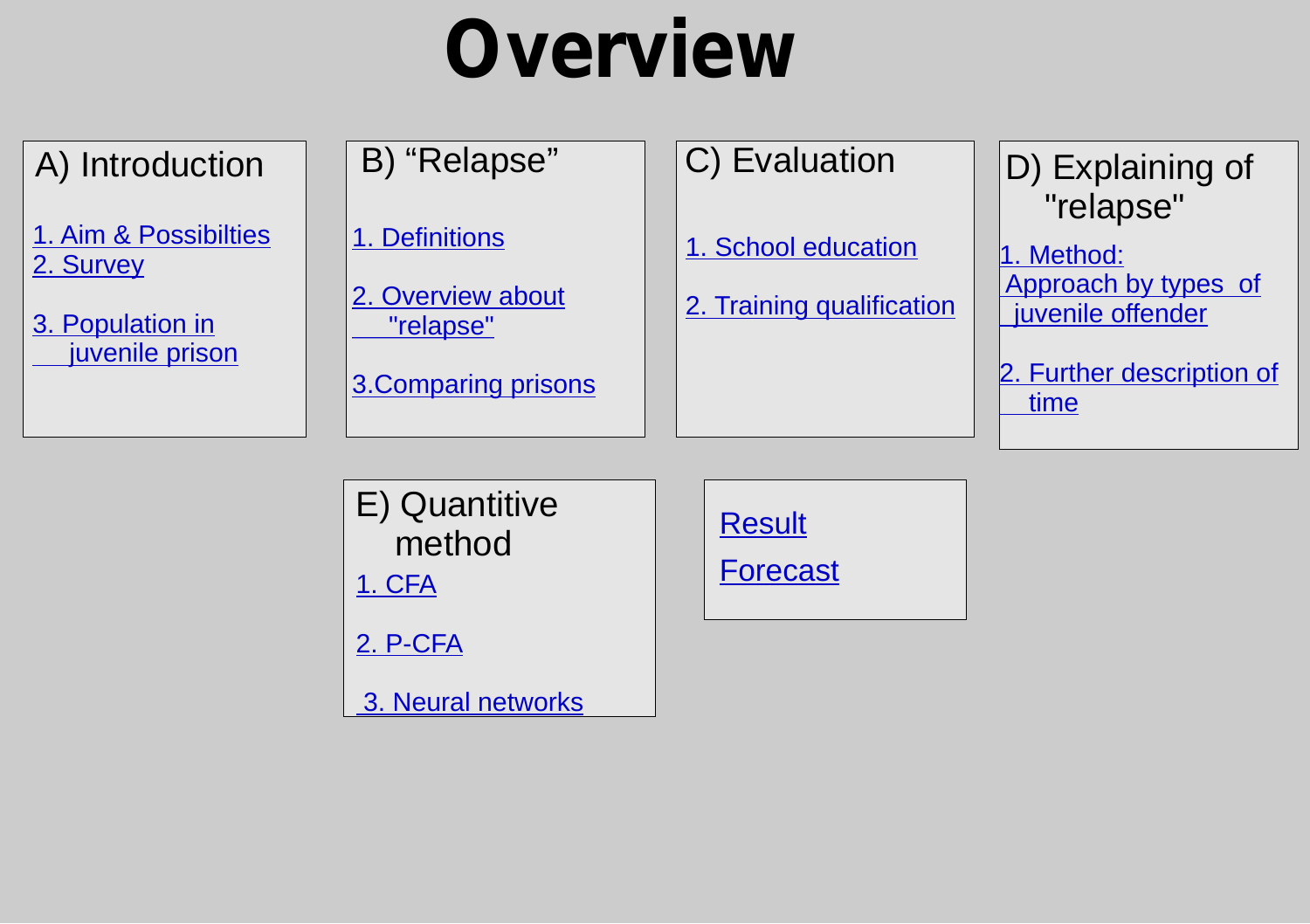# Overview

## A) Introduction

1. Aim & Possibilties
2. Survey
3. Population in juvenile prison

## B) "Relapse"

1. Definitions
2. Overview about "relapse"
3. Comparing prisons

## C) Evaluation

1. School education
2. Training qualification

## D) Explaining of "relapse"

1. Method: Approach by types of juvenile offender
2. Further description of time

## E) Quantitive method

1. CFA
2. P-CFA
3. Neural networks

Result

Forecast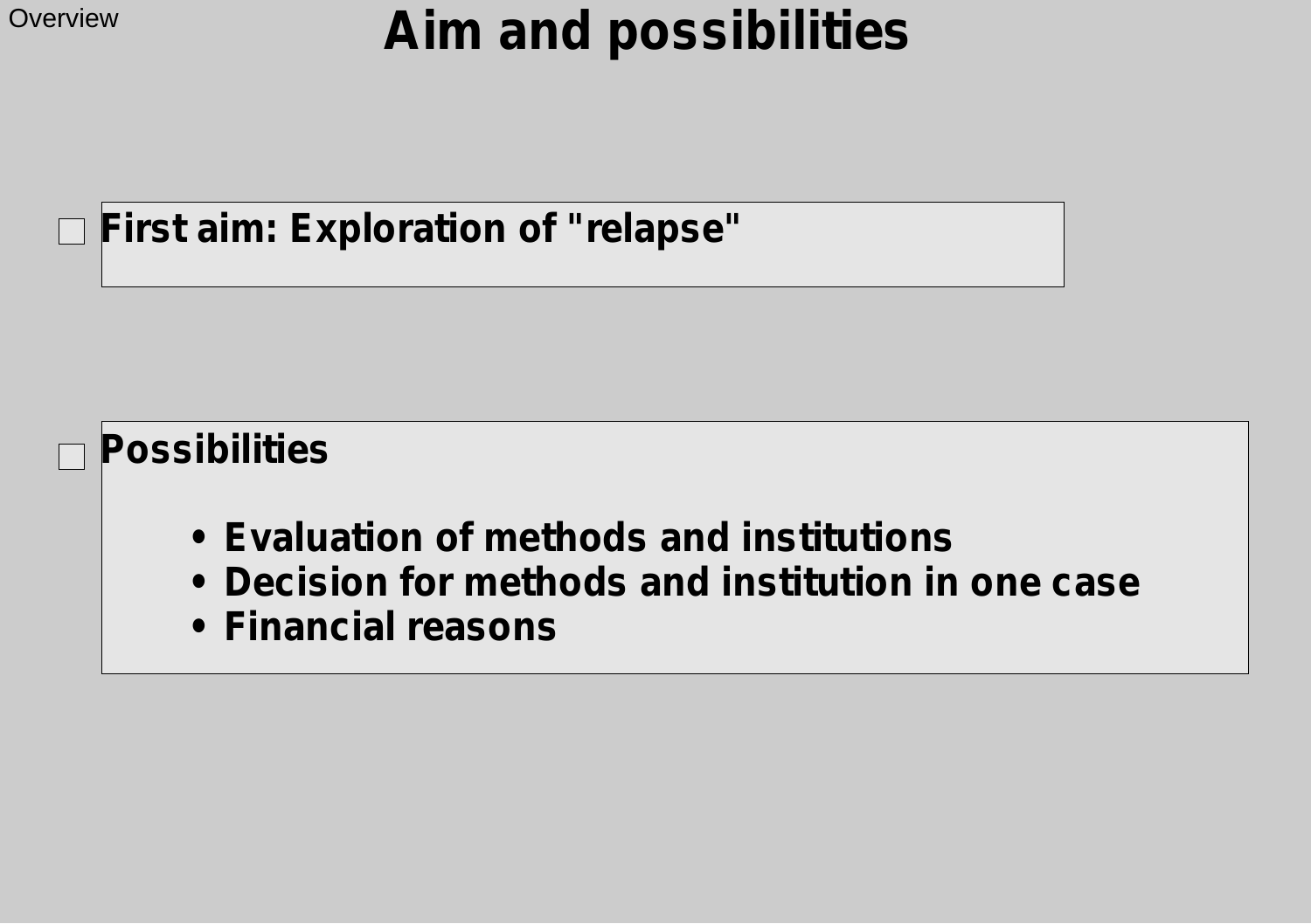# Aim and possibilities

- **First aim: Exploration of "relapse"**

- **Possibilities**
  - **Evaluation of methods and institutions**
  - **Decision for methods and institution in one case**
  - **Financial reasons**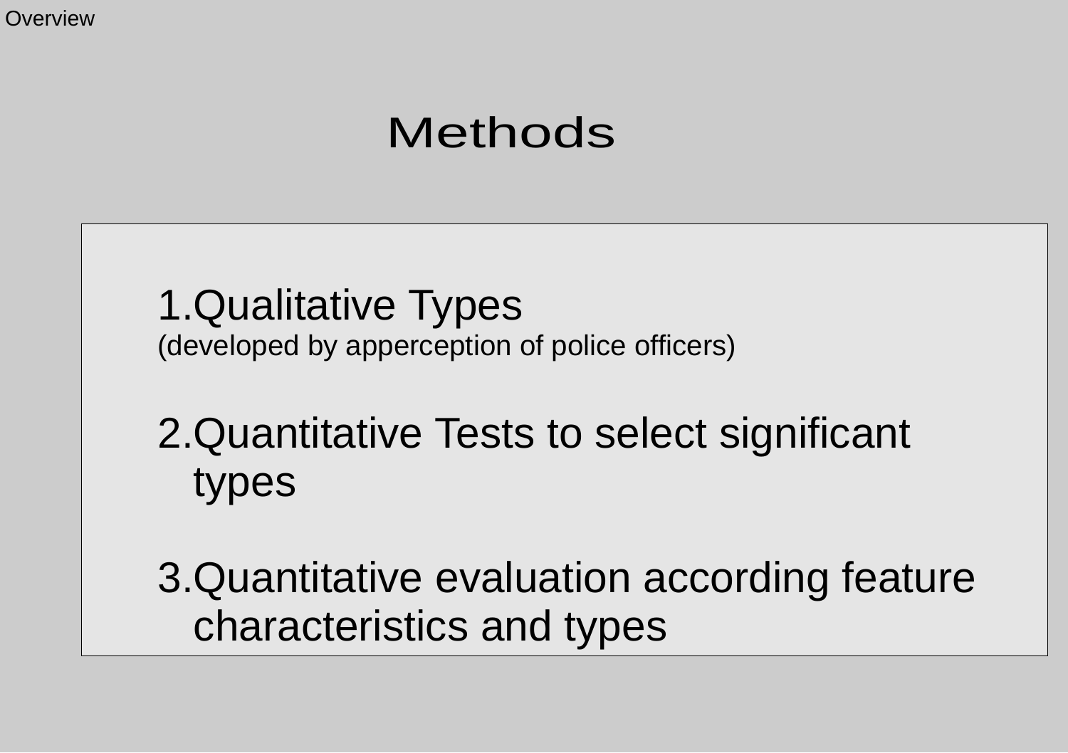# Methods

1. Qualitative Types
   (developed by apperception of police officers)

2. Quantitative Tests to select significant types

3. Quantitative evaluation according feature characteristics and types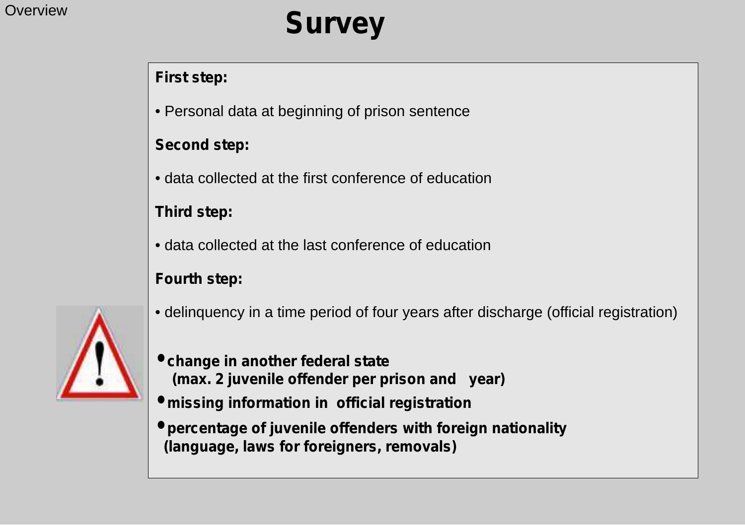# Survey

**First step:**

- Personal data at beginning of prison sentence

**Second step:**

- data collected at the first conference of education

**Third step:**

- data collected at the last conference of education

**Fourth step:**

- delinquency in a time period of four years after discharge (official registration)

- **change in another federal state (max. 2 juvenile offender per prison and year)**
- **missing information in official registration**
- **percentage of juvenile offenders with foreign nationality (language, laws for foreigners, removals)**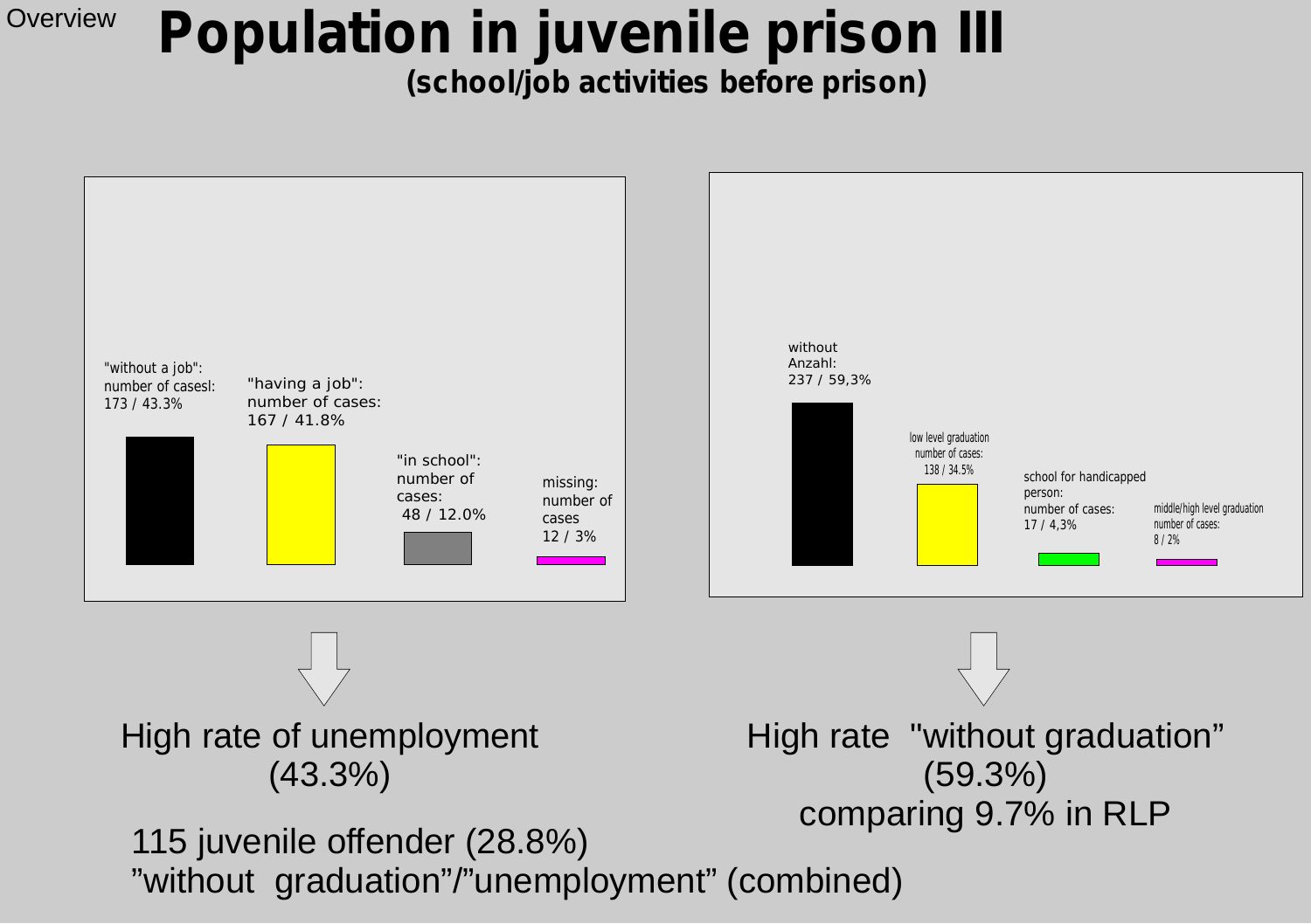Overview

# Population in juvenile prison III

**(school/job activities before prison)**

"without a job": number of casesl: 173 / 43.3%

"having a job": number of cases: 167 / 41.8%

"in school": number of cases: 48 / 12.0%

missing: number of cases 12 / 3%

without Anzahl: 237 / 59,3%

low level graduation number of cases: 138 / 34.5%

school for handicapped person: number of cases: 17 / 4,3%

middle/high level graduation number of cases: 8 / 2%

High rate of unemployment (43.3%)

High rate "without graduation" (59.3%) comparing 9.7% in RLP

115 juvenile offender (28.8%) "without graduation"/"unemployment" (combined)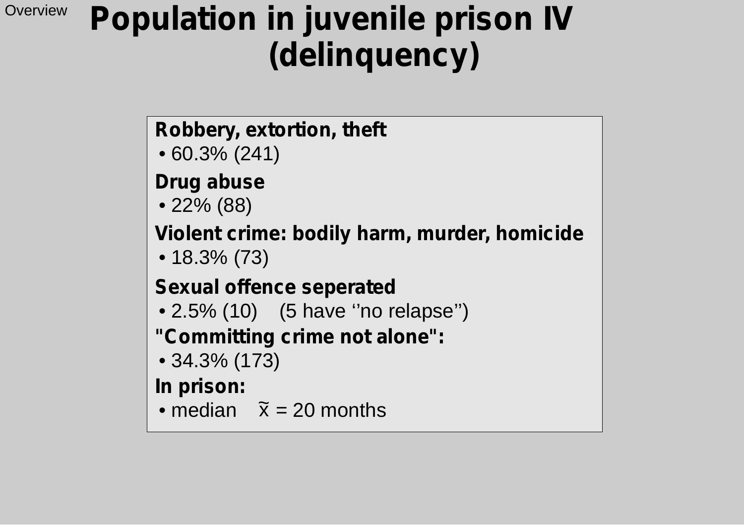# Population in juvenile prison IV (delinquency)

**Robbery, extortion, theft**

- 60.3% (241)

**Drug abuse**

- 22% (88)

**Violent crime: bodily harm, murder, homicide**

- 18.3% (73)

**Sexual offence seperated**

- 2.5% (10)  (5 have ‘’no relapse’’)

**"Committing crime not alone":**

- 34.3% (173)

**In prison:**

- median  $\tilde{x}$ = 20 months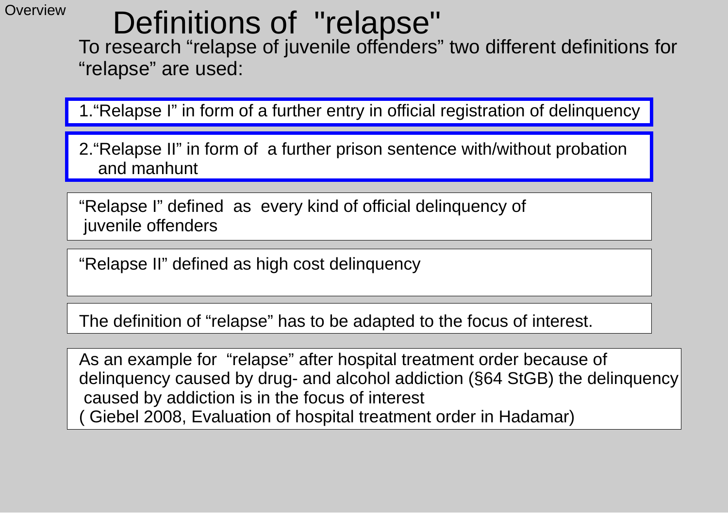# Definitions of "relapse"

To research "relapse of juvenile offenders" two different definitions for "relapse" are used:

1. "Relapse I" in form of a further entry in official registration of delinquency

2. "Relapse II" in form of a further prison sentence with/without probation and manhunt

"Relapse I" defined as every kind of official delinquency of juvenile offenders

"Relapse II" defined as high cost delinquency

The definition of "relapse" has to be adapted to the focus of interest.

As an example for "relapse" after hospital treatment order because of delinquency caused by drug- and alcohol addiction (§64 StGB) the delinquency caused by addiction is in the focus of interest
( Giebel 2008, Evaluation of hospital treatment order in Hadamar)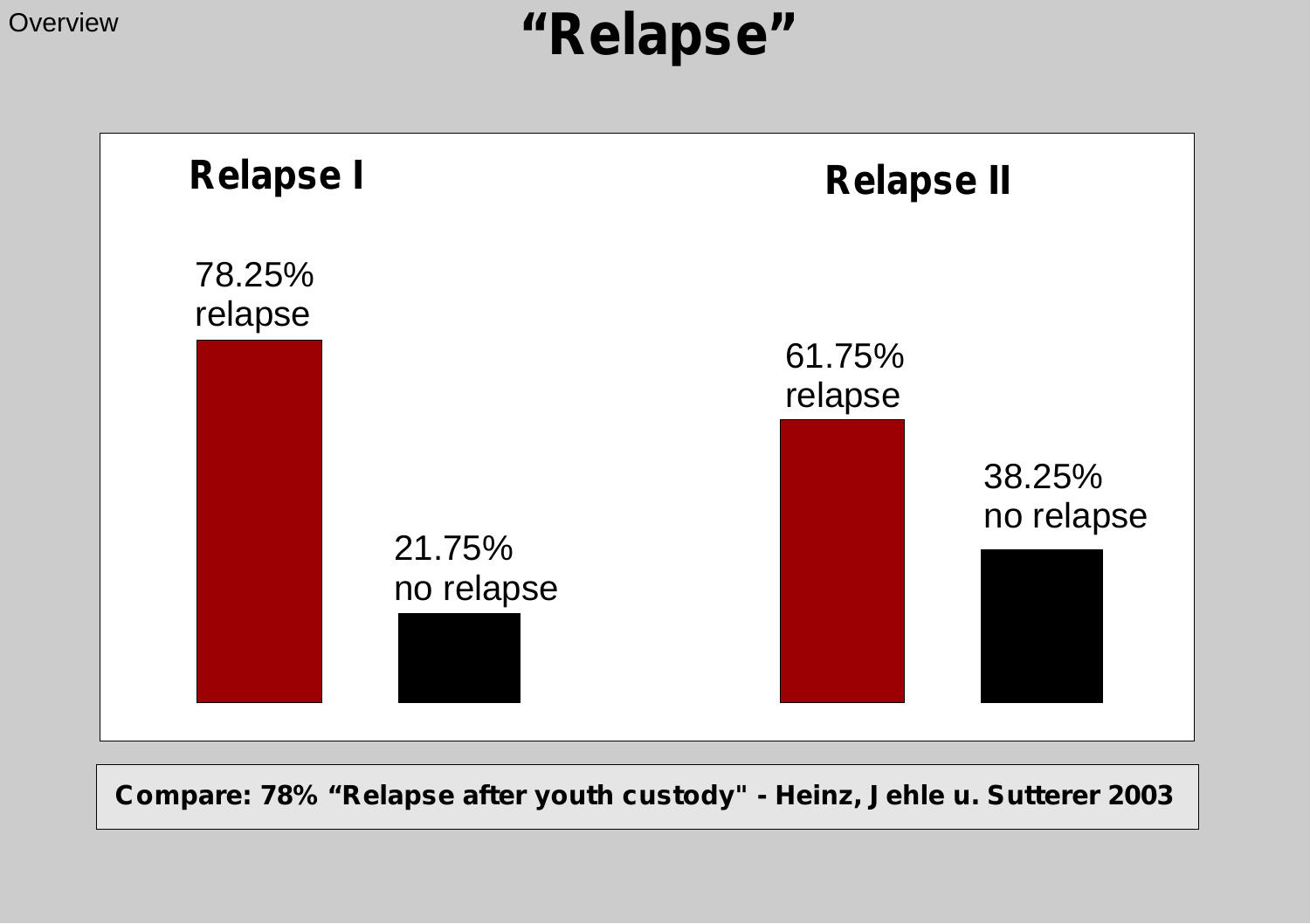# "Relapse"

## Relapse I

78.25% relapse

21.75% no relapse

## Relapse II

61.75% relapse

38.25% no relapse

**Compare: 78% "Relapse after youth custody" - Heinz, Jehle u. Sutterer 2003**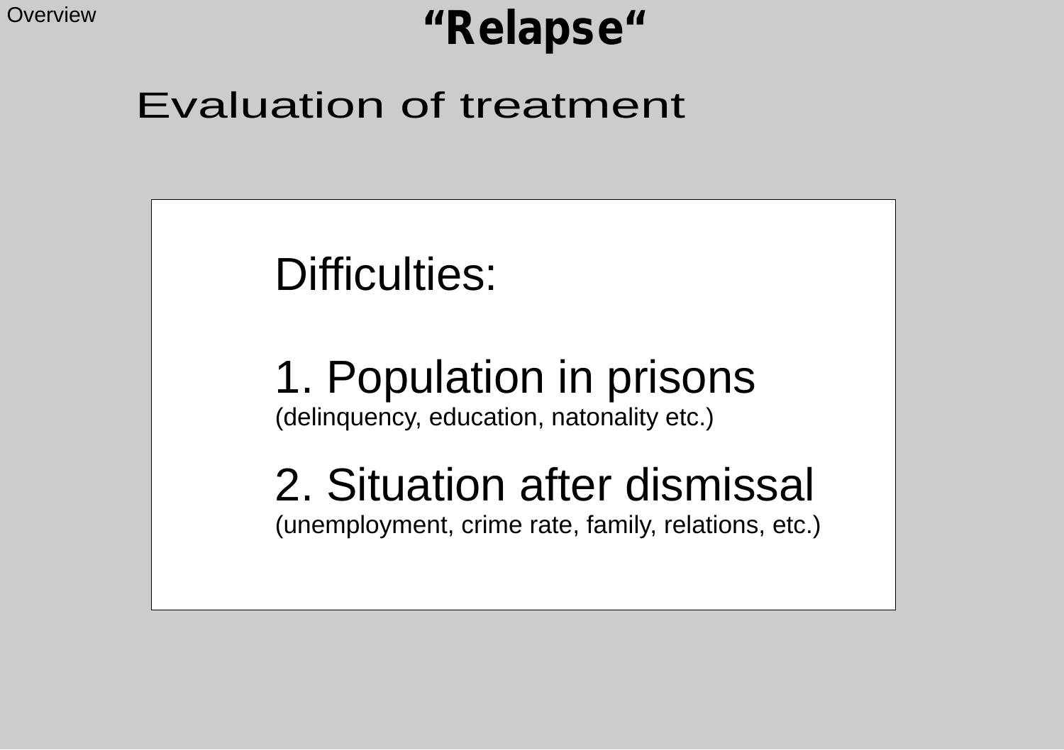# “Relapse“

## Evaluation of treatment

Difficulties:

1. Population in prisons
(delinquency, education, natonality etc.)

2. Situation after dismissal
(unemployment, crime rate, family, relations, etc.)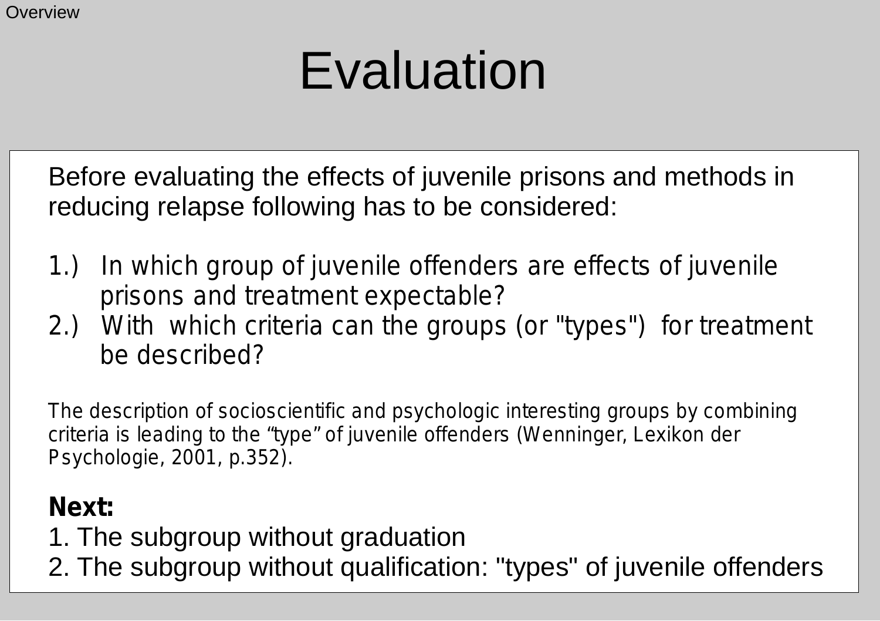# Evaluation

Before evaluating the effects of juvenile prisons and methods in reducing relapse following has to be considered:

1.) In which group of juvenile offenders are effects of juvenile prisons and treatment expectable?
2.) With which criteria can the groups (or "types") for treatment be described?

The description of socioscientific and psychologic interesting groups by combining criteria is leading to the “type” of juvenile offenders (Wenninger, Lexikon der Psychologie, 2001, p.352).

**Next:**

1. The subgroup without graduation
2. The subgroup without qualification: "types" of juvenile offenders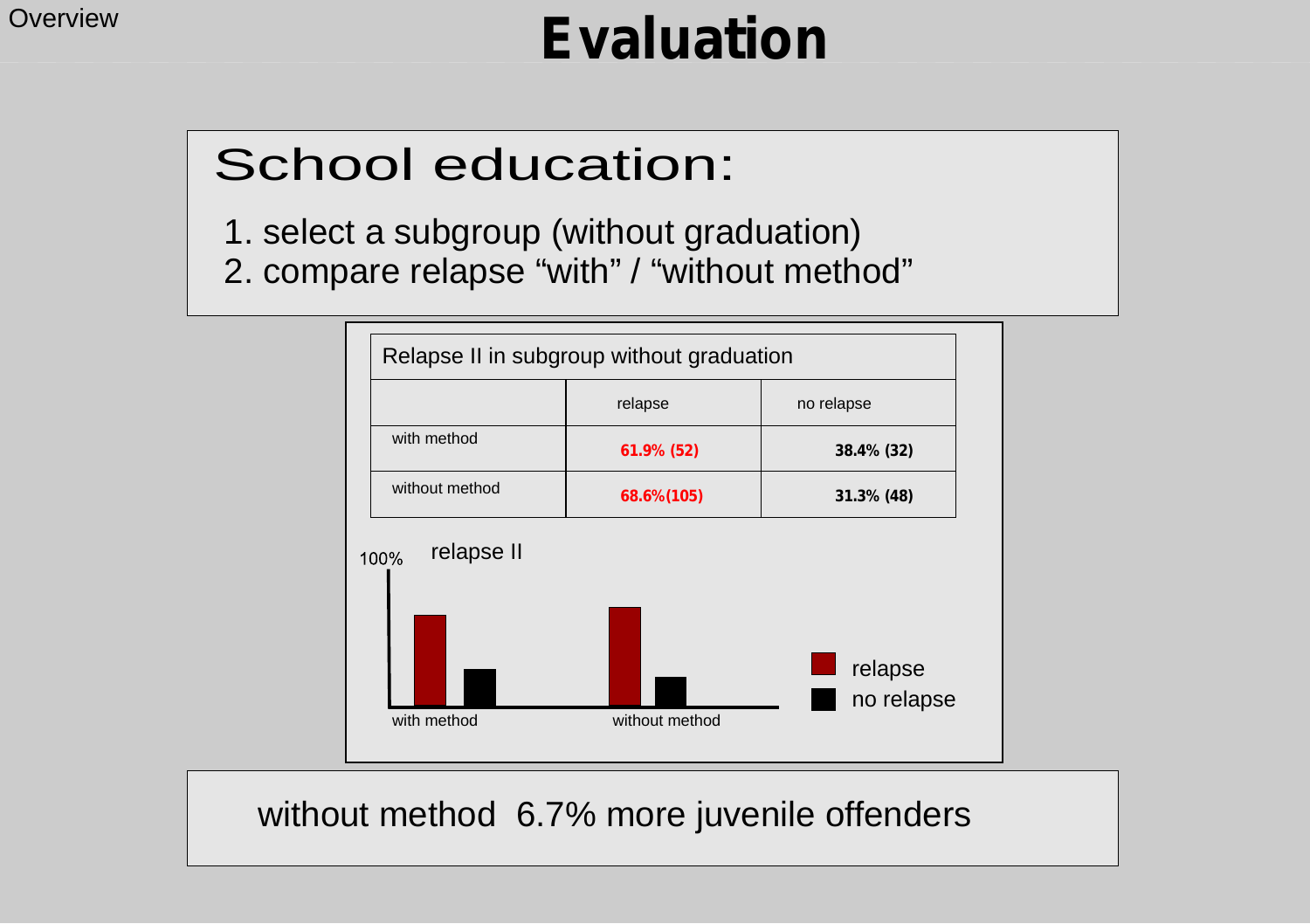# Evaluation

## School education:

1. select a subgroup (without graduation)
2. compare relapse “with” / “without method”

| Relapse II in subgroup without graduation | | |
|---|---|---|
| | relapse | no relapse |
| with method | **61.9% (52)** | **38.4% (32)** |
| without method | **68.6%(105)** | **31.3% (48)** |

relapse II

100%

with method — without method

relapse
no relapse

without method 6.7% more juvenile offenders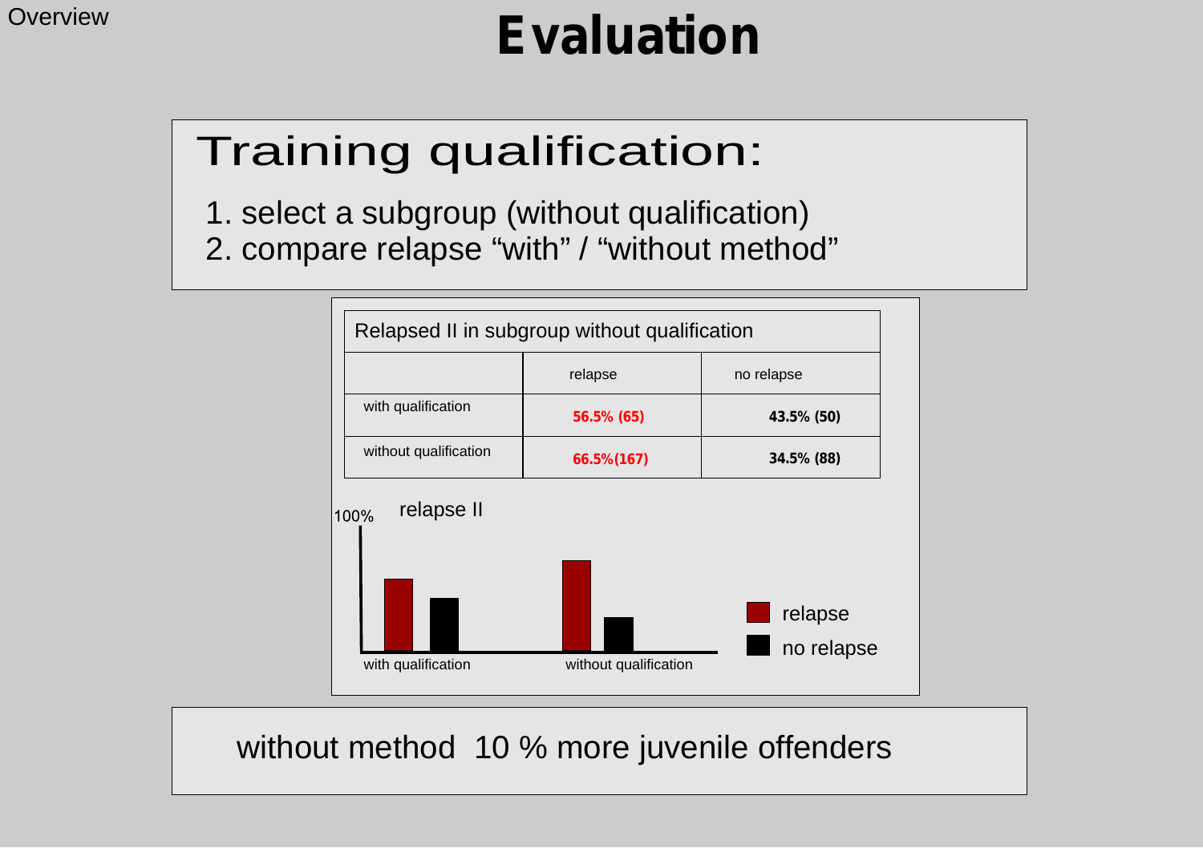# Evaluation

## Training qualification:

1. select a subgroup (without qualification)
2. compare relapse “with” / “without method”

| Relapsed II in subgroup without qualification | | |
|---|---|---|
| | relapse | no relapse |
| with qualification | **56.5% (65)** | **43.5% (50)** |
| without qualification | **66.5%(167)** | **34.5% (88)** |

relapse II

100%

with qualification — without qualification

relapse / no relapse

without method 10 % more juvenile offenders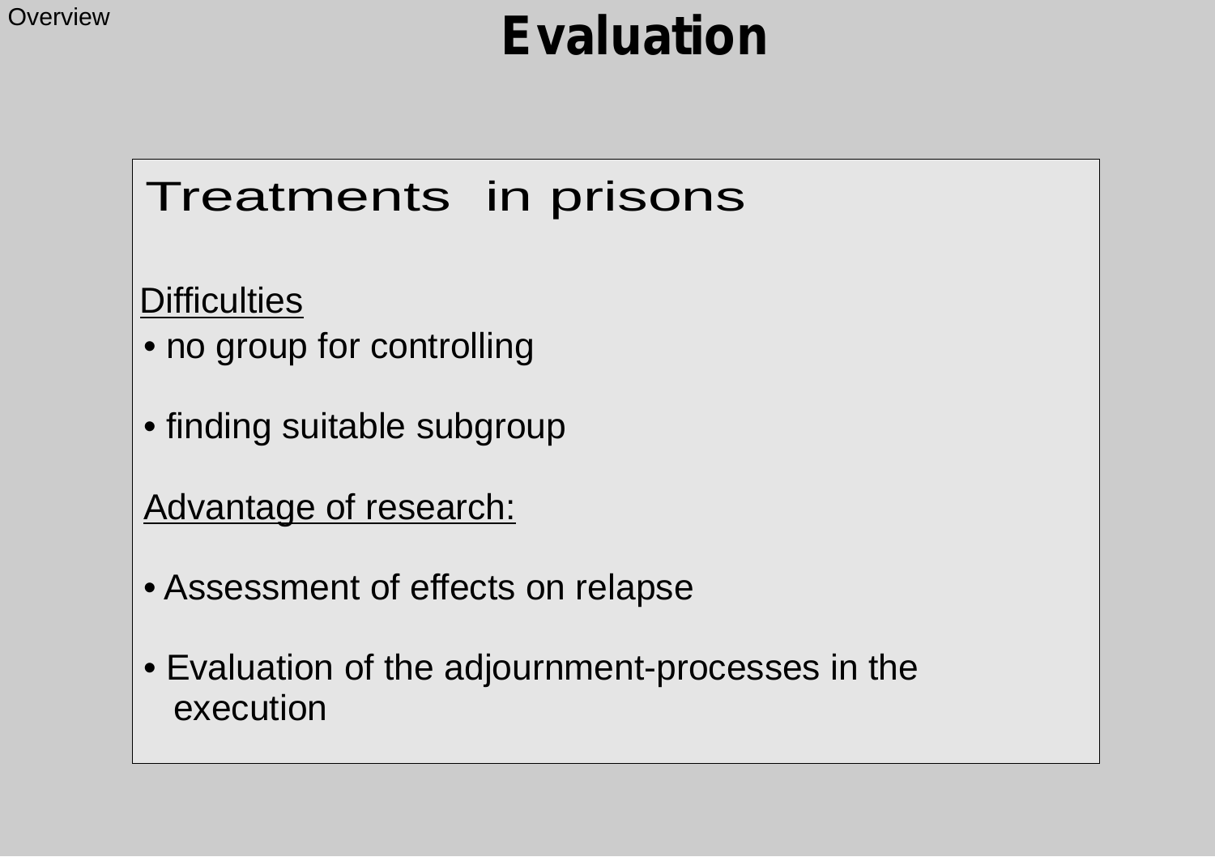# Evaluation

## Treatments in prisons

Difficulties

- no group for controlling
- finding suitable subgroup

Advantage of research:

- Assessment of effects on relapse
- Evaluation of the adjournment-processes in the execution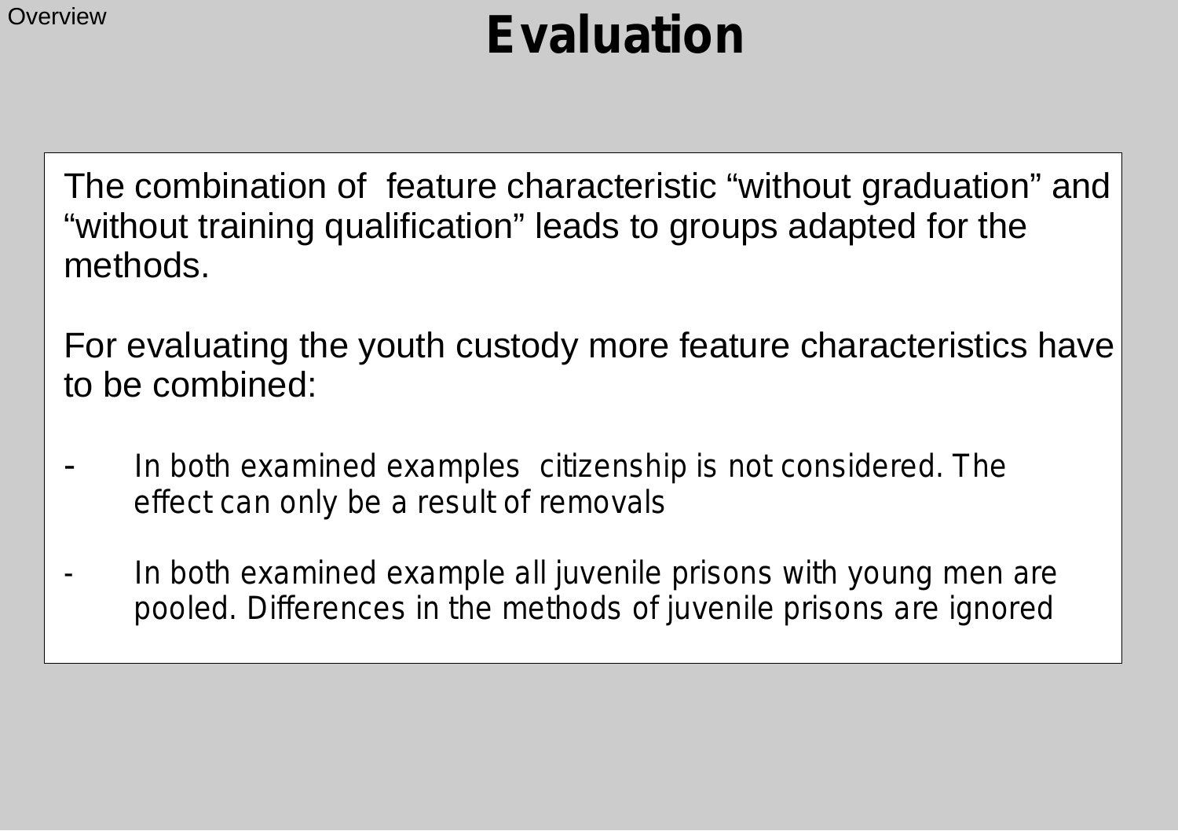# Evaluation

The combination of  feature characteristic “without graduation” and “without training qualification” leads to groups adapted for the methods.

For evaluating the youth custody more feature characteristics have to be combined:

- In both examined examples  citizenship is not considered. The effect can only be a result of removals
- In both examined example all juvenile prisons with young men are pooled. Differences in the methods of juvenile prisons are ignored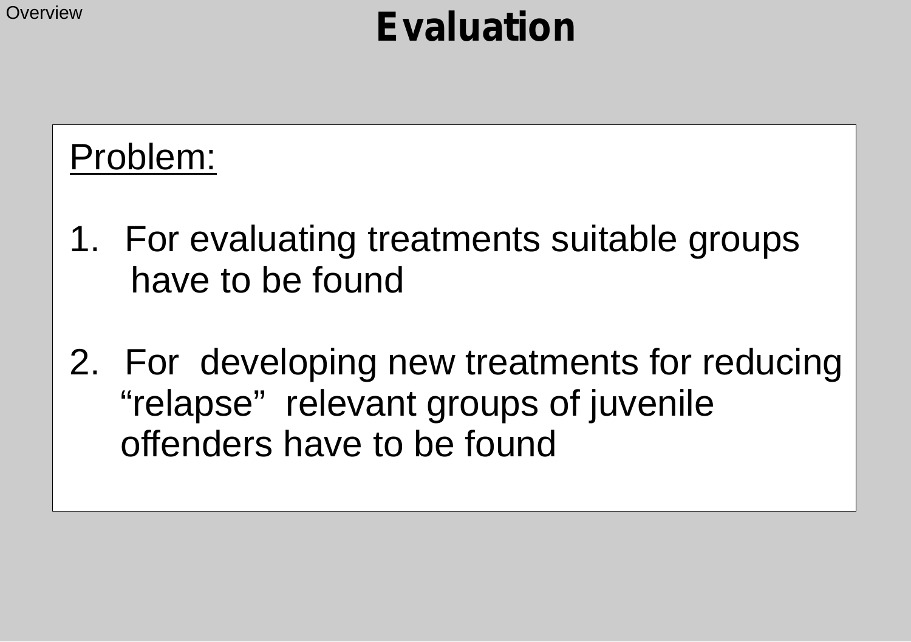# Evaluation

Problem:

1. For evaluating treatments suitable groups have to be found

2. For developing new treatments for reducing “relapse” relevant groups of juvenile offenders have to be found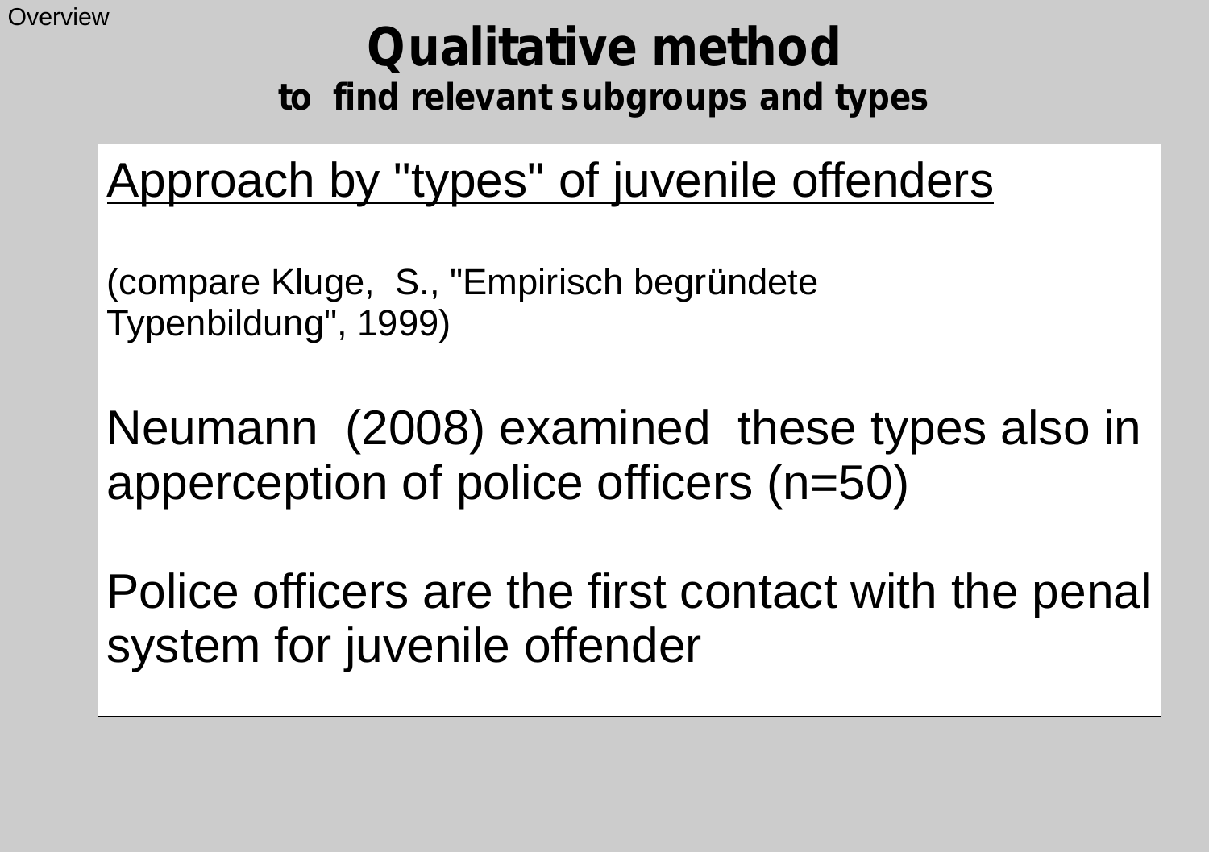# Qualitative method

## to find relevant subgroups and types

Approach by "types" of juvenile offenders

(compare Kluge, S., "Empirisch begründete Typenbildung", 1999)

Neumann (2008) examined these types also in apperception of police officers (n=50)

Police officers are the first contact with the penal system for juvenile offender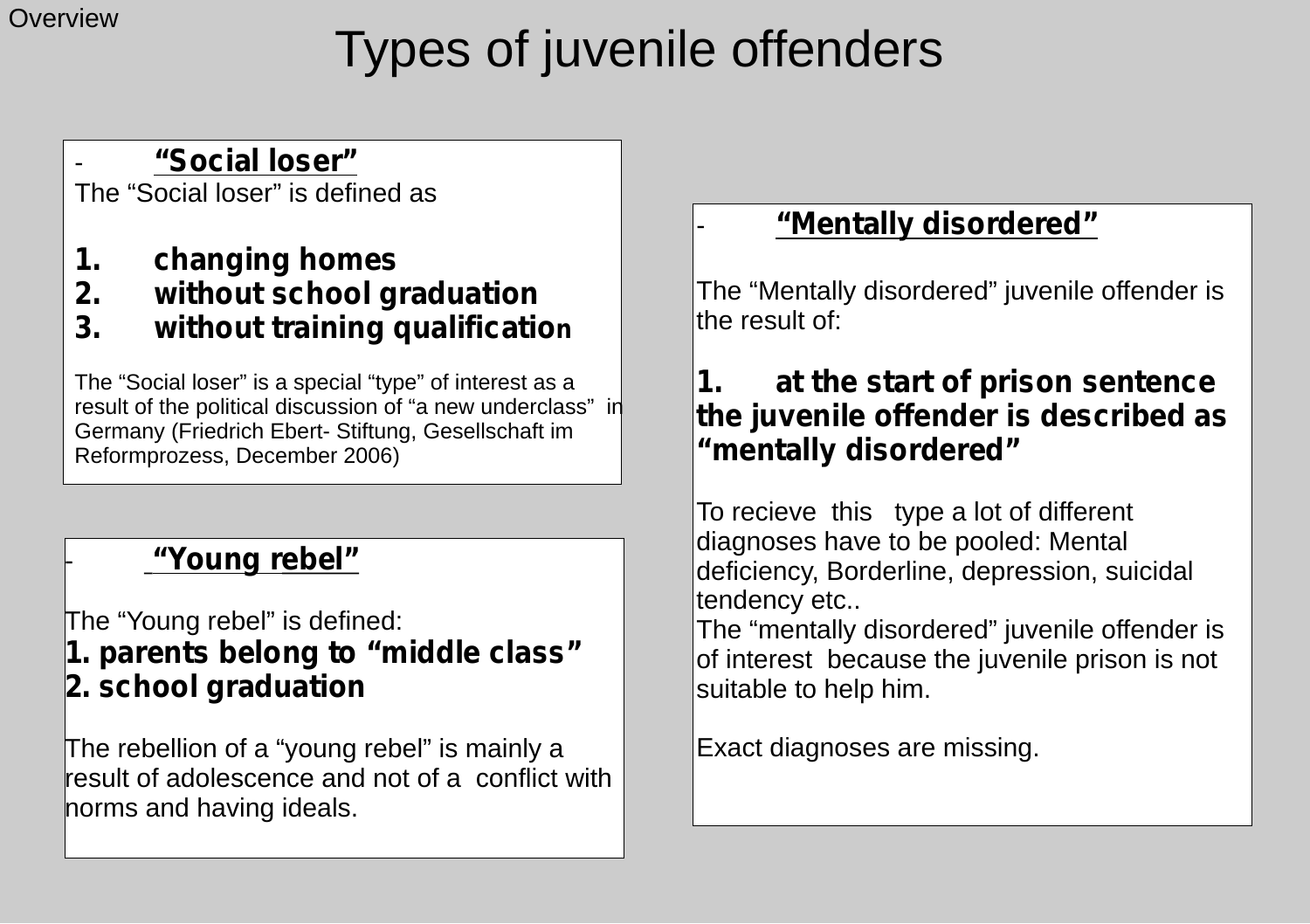Overview

# Types of juvenile offenders

## - **“Social loser”**

The “Social loser” is defined as

1. **changing homes**
2. **without school graduation**
3. **without training qualification**

The “Social loser” is a special “type” of interest as a result of the political discussion of “a new underclass” in Germany (Friedrich Ebert- Stiftung, Gesellschaft im Reformprozess, December 2006)

## - **“Young rebel”**

The “Young rebel” is defined:

**1. parents belong to “middle class”**
**2. school graduation**

The rebellion of a “young rebel” is mainly a result of adolescence and not of a conflict with norms and having ideals.

## - **“Mentally disordered”**

The “Mentally disordered” juvenile offender is the result of:

1. **at the start of prison sentence the juvenile offender is described as “mentally disordered”**

To recieve this type a lot of different diagnoses have to be pooled: Mental deficiency, Borderline, depression, suicidal tendency etc..
The “mentally disordered” juvenile offender is of interest because the juvenile prison is not suitable to help him.

Exact diagnoses are missing.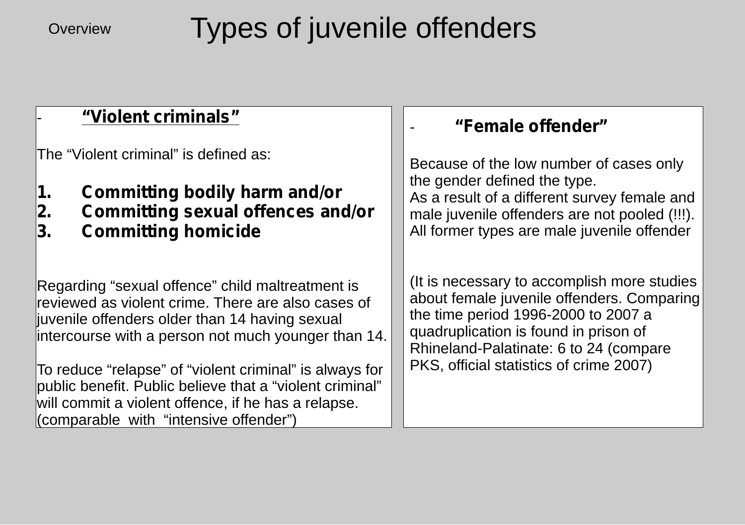Overview

# Types of juvenile offenders

- **"Violent criminals"**

The "Violent criminal" is defined as:

1. **Committing bodily harm and/or**
2. **Committing sexual offences and/or**
3. **Committing homicide**

Regarding "sexual offence" child maltreatment is reviewed as violent crime. There are also cases of juvenile offenders older than 14 having sexual intercourse with a person not much younger than 14.

To reduce "relapse" of "violent criminal" is always for public benefit. Public believe that a "violent criminal" will commit a violent offence, if he has a relapse. (comparable with "intensive offender")

- **"Female offender"**

Because of the low number of cases only the gender defined the type.
As a result of a different survey female and male juvenile offenders are not pooled (!!!).
All former types are male juvenile offender

(It is necessary to accomplish more studies about female juvenile offenders. Comparing the time period 1996-2000 to 2007 a quadruplication is found in prison of Rhineland-Palatinate: 6 to 24 (compare PKS, official statistics of crime 2007)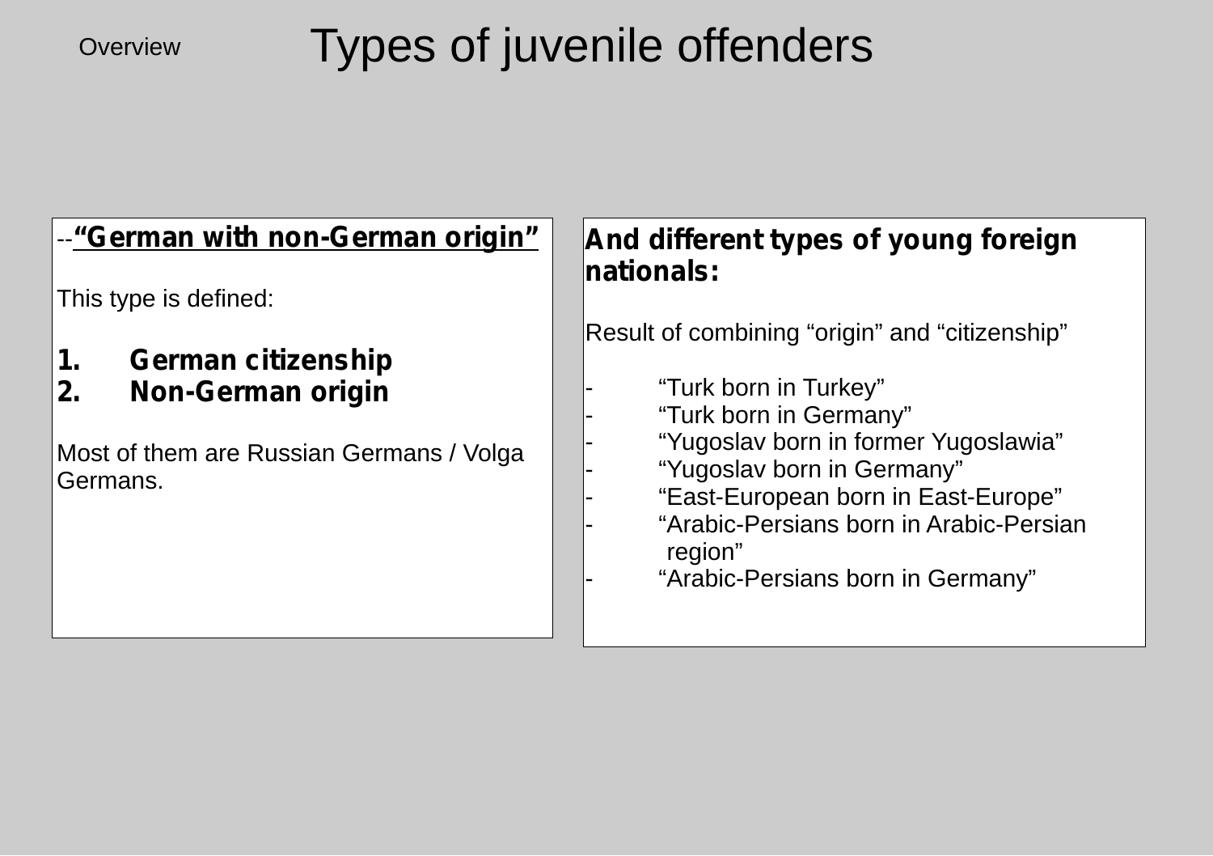Overview

# Types of juvenile offenders

--**"German with non-German origin"**

This type is defined:

1. **German citizenship**
2. **Non-German origin**

Most of them are Russian Germans / Volga Germans.

**And different types of young foreign nationals:**

Result of combining "origin" and "citizenship"

- "Turk born in Turkey"
- "Turk born in Germany"
- "Yugoslav born in former Yugoslawia"
- "Yugoslav born in Germany"
- "East-European born in East-Europe"
- "Arabic-Persians born in Arabic-Persian region"
- "Arabic-Persians born in Germany"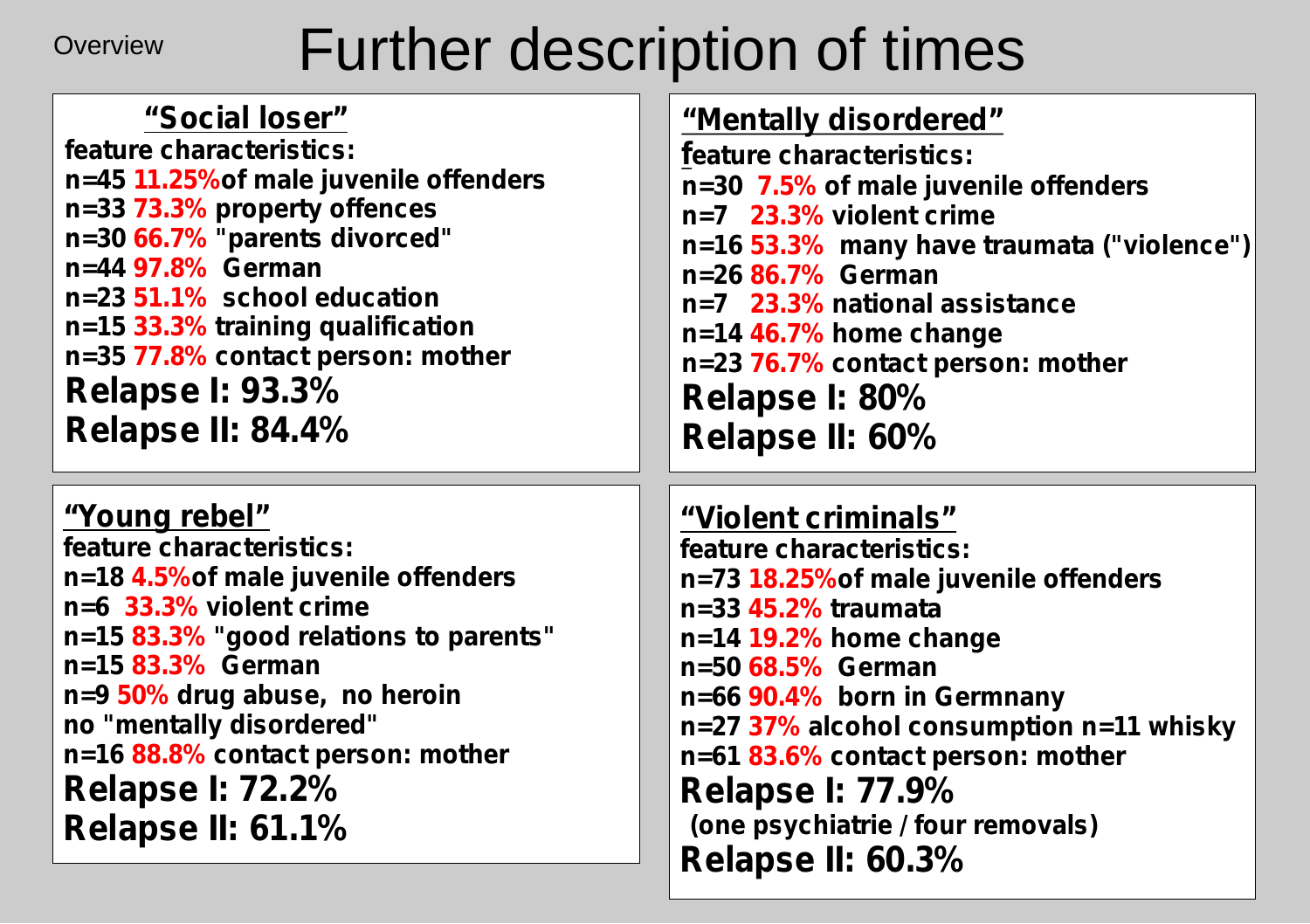Overview

# Further description of times

## "Social loser"

**feature characteristics:**

**n=45 11.25% of male juvenile offenders**
**n=33 73.3% property offences**
**n=30 66.7% "parents divorced"**
**n=44 97.8% German**
**n=23 51.1% school education**
**n=15 33.3% training qualification**
**n=35 77.8% contact person: mother**

**Relapse I: 93.3%**
**Relapse II: 84.4%**

## "Mentally disordered"

**feature characteristics:**

**n=30 7.5% of male juvenile offenders**
**n=7 23.3% violent crime**
**n=16 53.3% many have traumata ("violence")**
**n=26 86.7% German**
**n=7 23.3% national assistance**
**n=14 46.7% home change**
**n=23 76.7% contact person: mother**

**Relapse I: 80%**
**Relapse II: 60%**

## "Young rebel"

**feature characteristics:**

**n=18 4.5% of male juvenile offenders**
**n=6 33.3% violent crime**
**n=15 83.3% "good relations to parents"**
**n=15 83.3% German**
**n=9 50% drug abuse, no heroin**
**no "mentally disordered"**
**n=16 88.8% contact person: mother**

**Relapse I: 72.2%**
**Relapse II: 61.1%**

## "Violent criminals"

**feature characteristics:**

**n=73 18.25% of male juvenile offenders**
**n=33 45.2% traumata**
**n=14 19.2% home change**
**n=50 68.5% German**
**n=66 90.4% born in Germnany**
**n=27 37% alcohol consumption n=11 whisky**
**n=61 83.6% contact person: mother**

**Relapse I: 77.9%**
**(one psychiatrie / four removals)**
**Relapse II: 60.3%**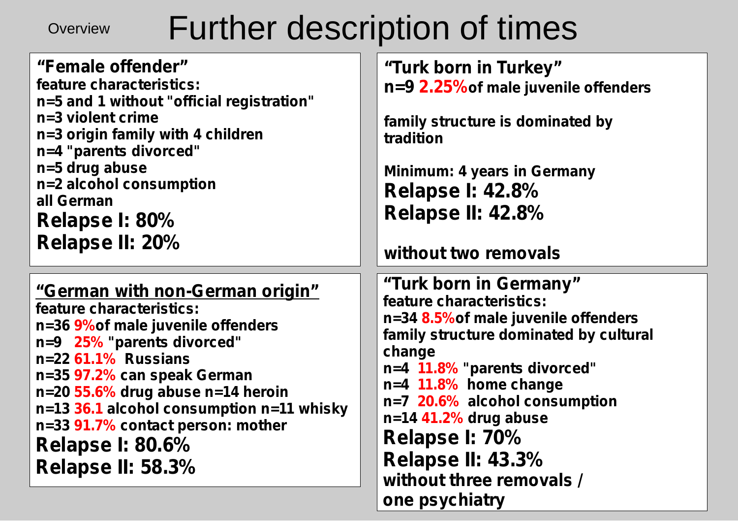Overview

# Further description of times

## "Female offender"

**feature characteristics:**
**n=5 and 1 without "official registration"**
**n=3 violent crime**
**n=3 origin family with 4 children**
**n=4 "parents divorced"**
**n=5 drug abuse**
**n=2 alcohol consumption**
**all German**

**Relapse I: 80%**
**Relapse II: 20%**

## "Turk born in Turkey"

**n=9 2.25% of male juvenile offenders**

**family structure is dominated by tradition**

**Minimum: 4 years in Germany**

**Relapse I: 42.8%**
**Relapse II: 42.8%**

**without two removals**

## "German with non-German origin"

**feature characteristics:**
**n=36 9% of male juvenile offenders**
**n=9 25% "parents divorced"**
**n=22 61.1% Russians**
**n=35 97.2% can speak German**
**n=20 55.6% drug abuse n=14 heroin**
**n=13 36.1 alcohol consumption n=11 whisky**
**n=33 91.7% contact person: mother**

**Relapse I: 80.6%**
**Relapse II: 58.3%**

## "Turk born in Germany"

**feature characteristics:**
**n=34 8.5% of male juvenile offenders**
**family structure dominated by cultural change**
**n=4 11.8% "parents divorced"**
**n=4 11.8% home change**
**n=7 20.6% alcohol consumption**
**n=14 41.2% drug abuse**

**Relapse I: 70%**
**Relapse II: 43.3%**

**without three removals / one psychiatry**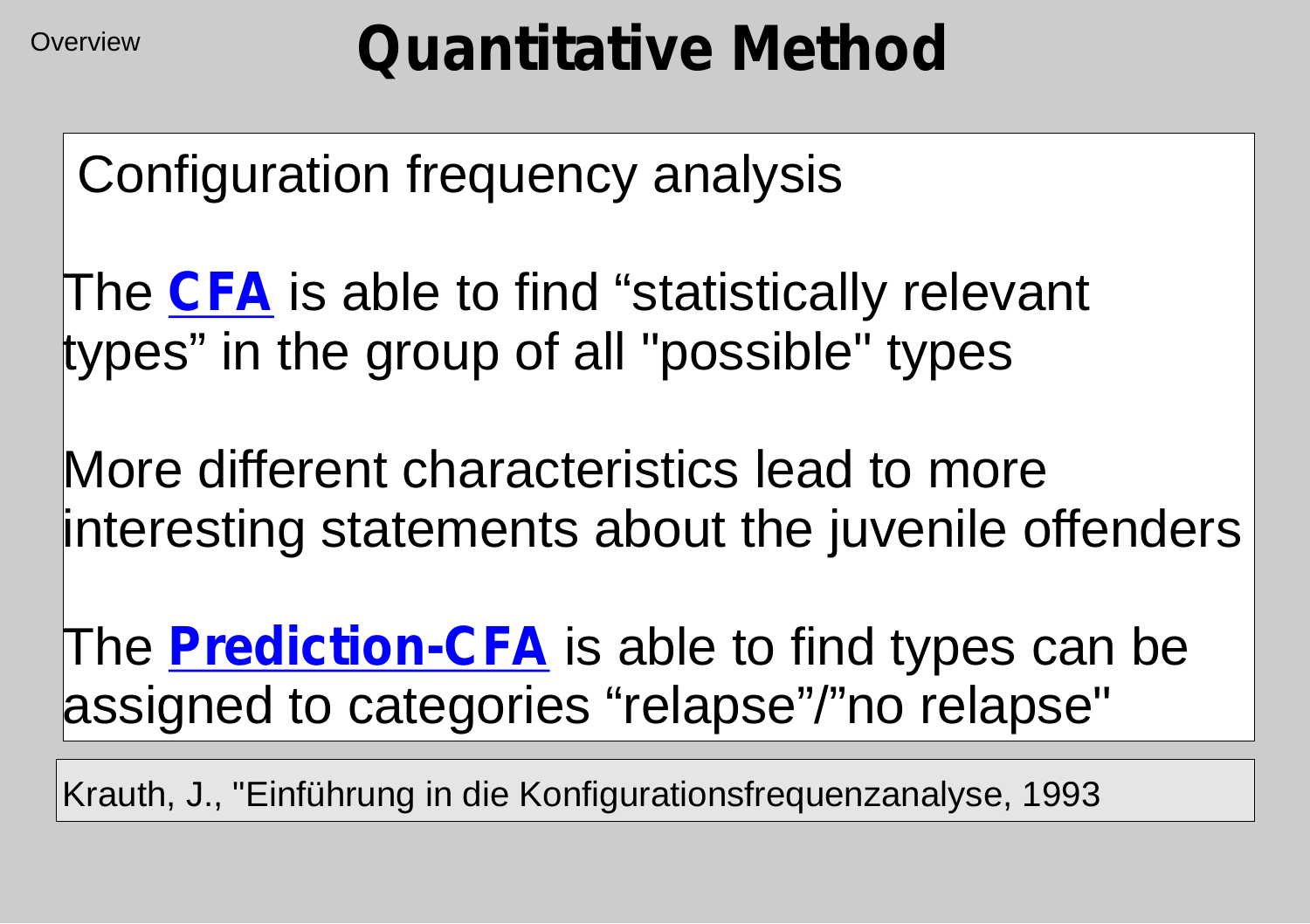# Quantitative Method

Configuration frequency analysis

The **CFA** is able to find “statistically relevant types” in the group of all "possible" types

More different characteristics lead to more interesting statements about the juvenile offenders

The **Prediction-CFA** is able to find types can be assigned to categories “relapse”/”no relapse"

Krauth, J., "Einführung in die Konfigurationsfrequenzanalyse, 1993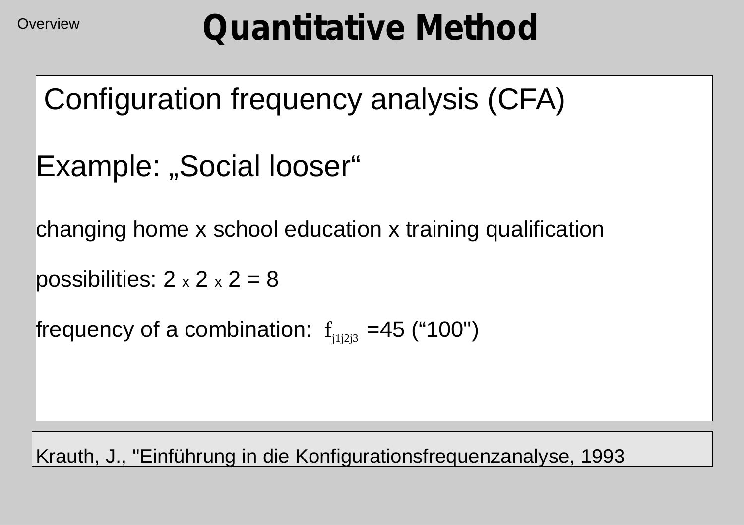# Quantitative Method

## Configuration frequency analysis (CFA)

Example: „Social looser“

changing home x school education x training qualification

possibilities: 2 x 2 x 2 = 8

frequency of a combination: $f_{j1j2j3}$ =45 (“100")

Krauth, J., "Einführung in die Konfigurationsfrequenzanalyse, 1993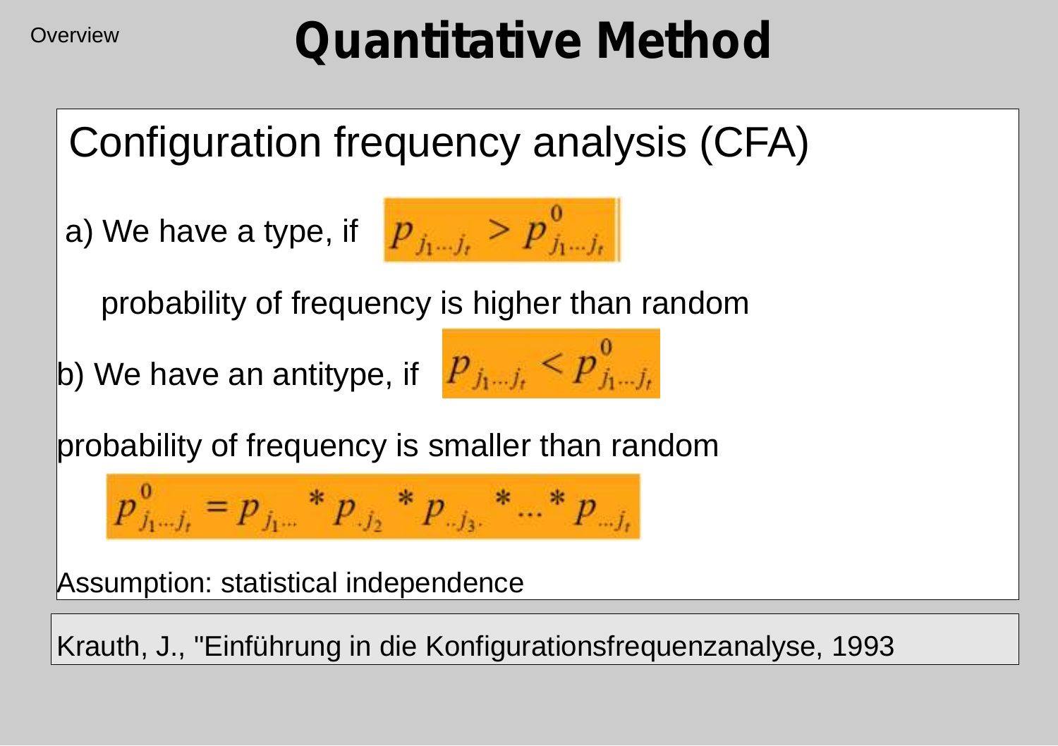Overview

# Quantitative Method

## Configuration frequency analysis (CFA)

a) We have a type, if $p_{j_1 \dots j_t} > p^0_{j_1 \dots j_t}$

probability of frequency is higher than random

b) We have an antitype, if $p_{j_1 \dots j_t} < p^0_{j_1 \dots j_t}$

probability of frequency is smaller than random

$$p^0_{j_1 \dots j_t} = p_{j_1 \dots} * p_{.j_2} * p_{..j_3.} * \dots * p_{\dots j_t}$$

Assumption: statistical independence

Krauth, J., "Einführung in die Konfigurationsfrequenzanalyse, 1993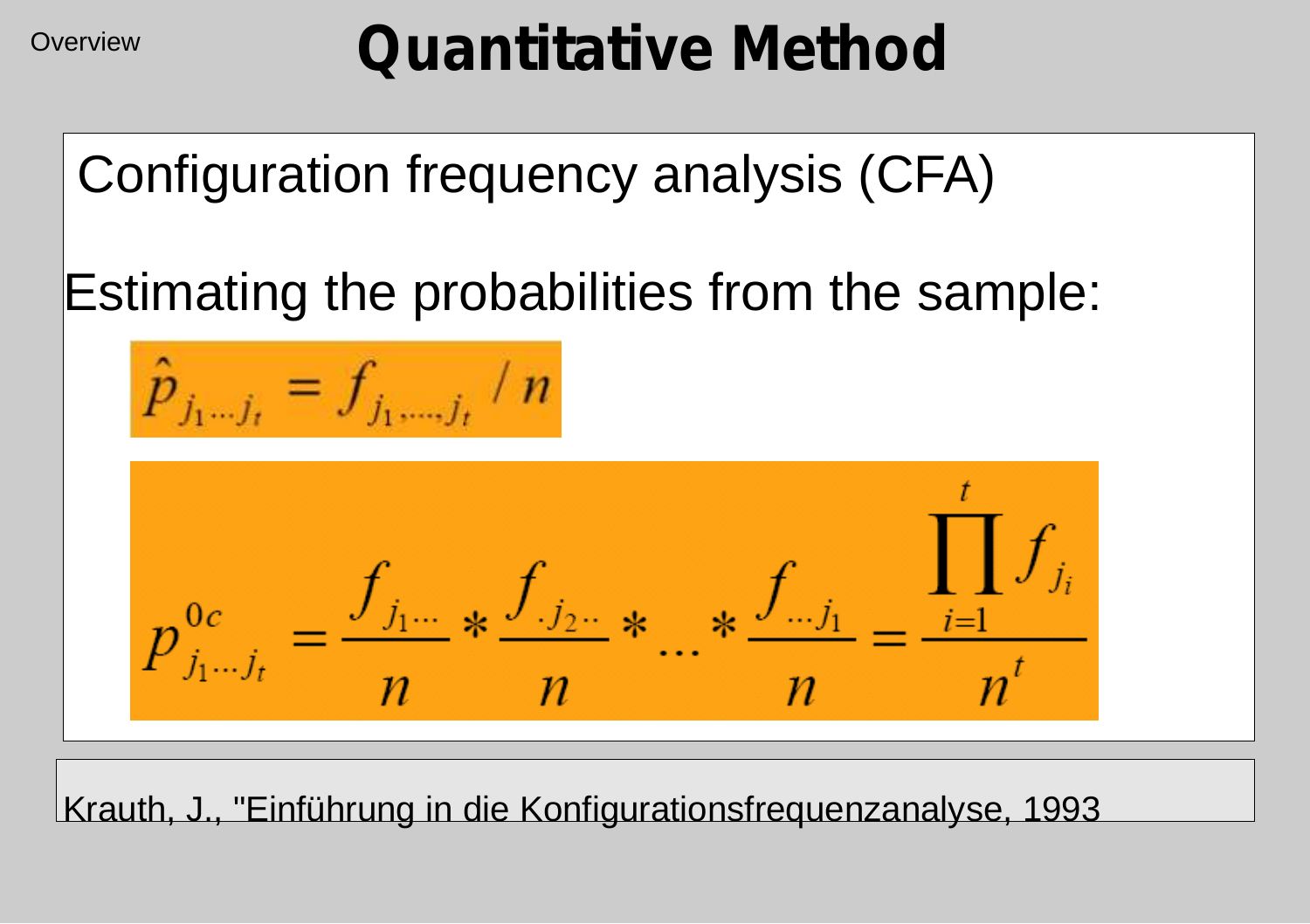# Quantitative Method

Configuration frequency analysis (CFA)

Estimating the probabilities from the sample:

$$\hat{p}_{j_1 \ldots j_t} = f_{j_1, \ldots, j_t} / n$$

$$p^{0c}_{j_1 \ldots j_t} = \frac{f_{j_1 \ldots}}{n} * \frac{f_{.j_2 ..}}{n} * \ldots * \frac{f_{\ldots j_1}}{n} = \frac{\prod_{i=1}^{t} f_{j_i}}{n^t}$$

Krauth, J., "Einführung in die Konfigurationsfrequenzanalyse, 1993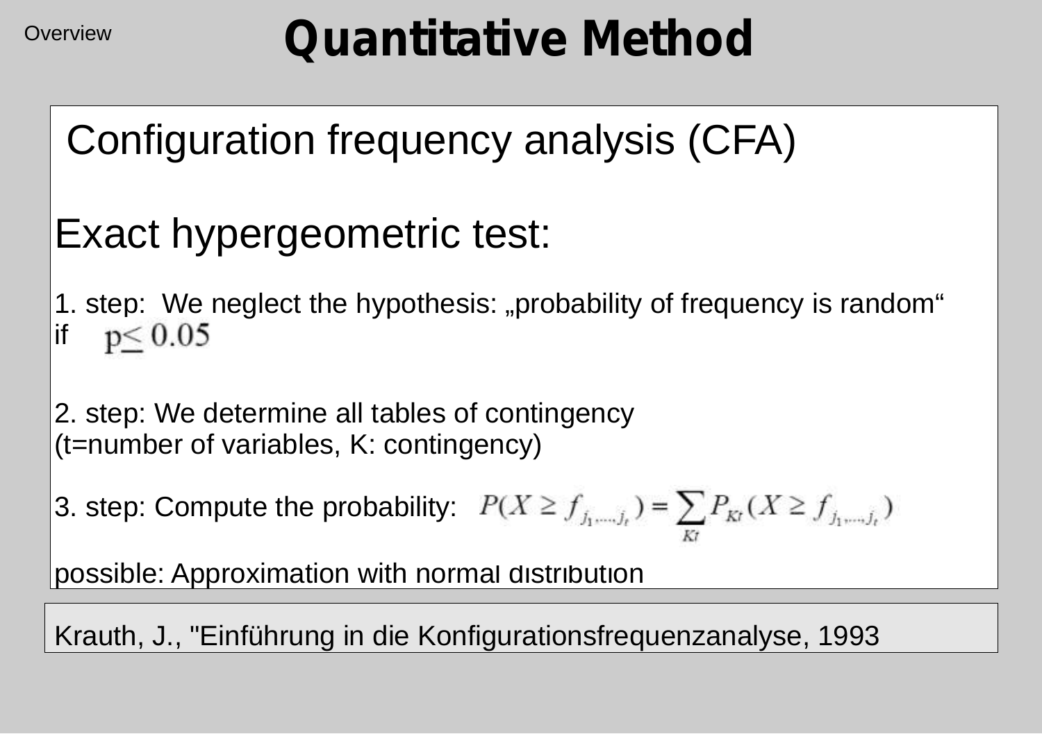# Quantitative Method

## Configuration frequency analysis (CFA)

### Exact hypergeometric test:

1. step: We neglect the hypothesis: „probability of frequency is random“ if $p \leq 0.05$

2. step: We determine all tables of contingency (t=number of variables, K: contingency)

3. step: Compute the probability: $P(X \geq f_{j_1,\dots,j_t}) = \sum_{Kt} P_{Kt}(X \geq f_{j_1,\dots,j_t})$

possible: Approximation with normal distribution

Krauth, J., "Einführung in die Konfigurationsfrequenzanalyse, 1993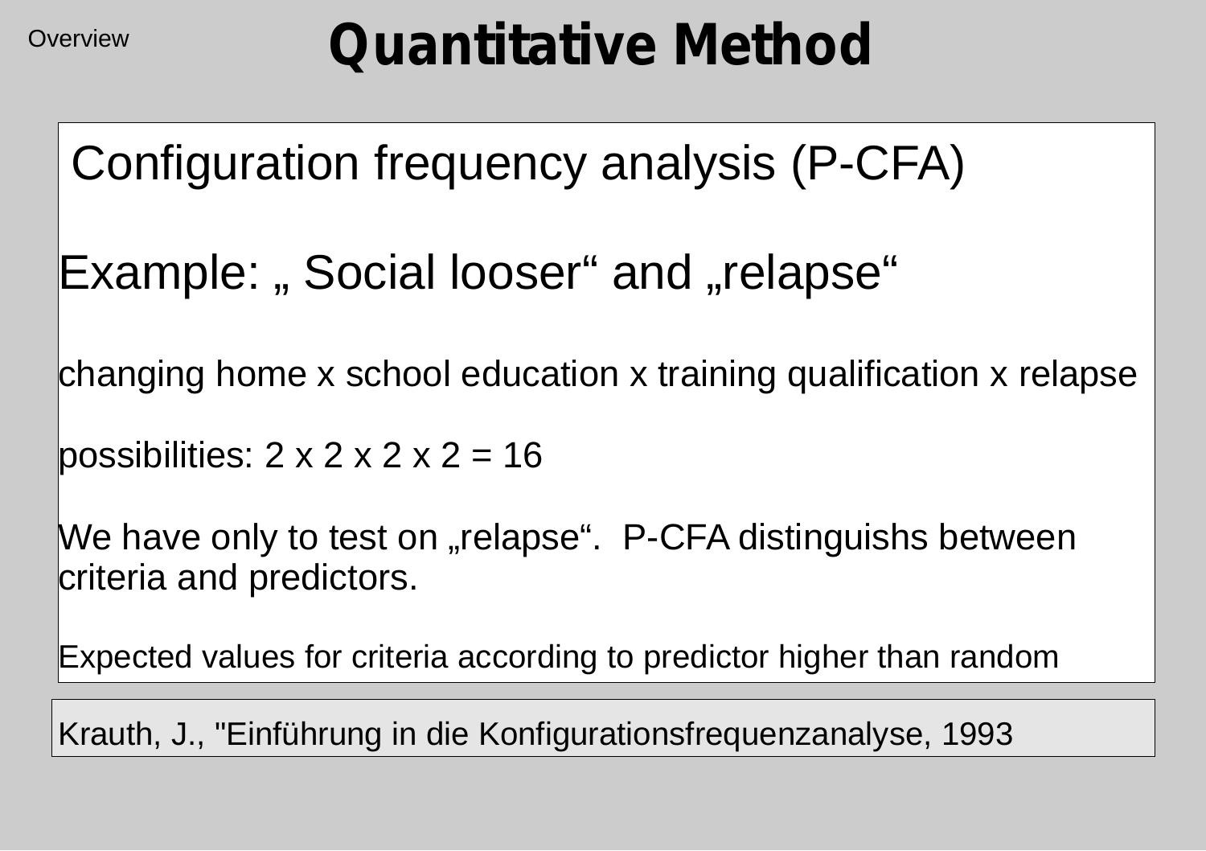# Quantitative Method

Configuration frequency analysis (P-CFA)

Example: „ Social looser“ and „relapse“

changing home x school education x training qualification x relapse

possibilities: 2 x 2 x 2 x 2 = 16

We have only to test on „relapse“. P-CFA distinguishs between criteria and predictors.

Expected values for criteria according to predictor higher than random

Krauth, J., "Einführung in die Konfigurationsfrequenzanalyse, 1993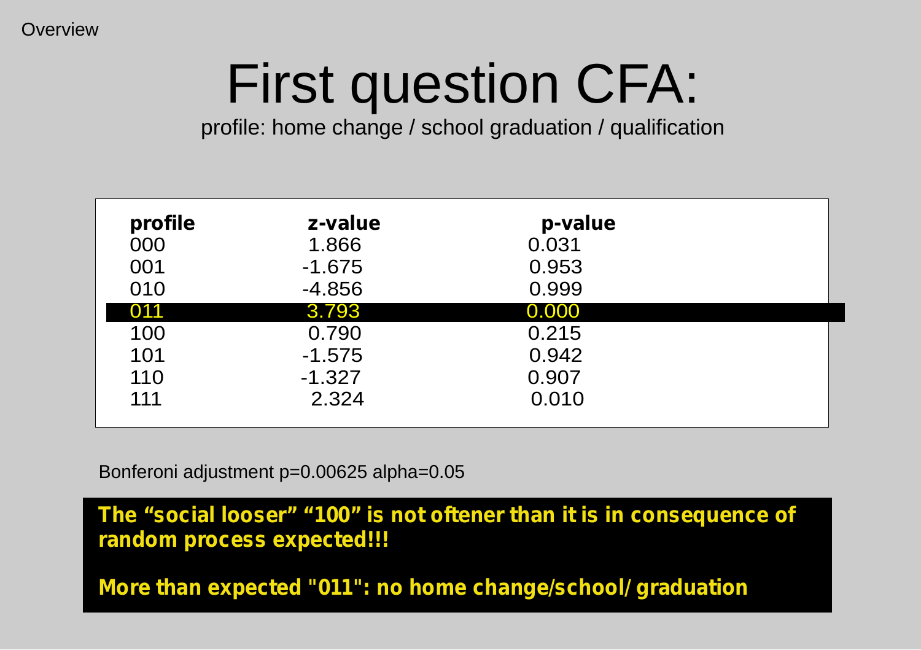# First question CFA:

profile: home change / school graduation / qualification

| profile | z-value | p-value |
|---|---|---|
| 000 | 1.866 | 0.031 |
| 001 | -1.675 | 0.953 |
| 010 | -4.856 | 0.999 |
| **011** | **3.793** | **0.000** |
| 100 | 0.790 | 0.215 |
| 101 | -1.575 | 0.942 |
| 110 | -1.327 | 0.907 |
| 111 | 2.324 | 0.010 |

Bonferoni adjustment p=0.00625 alpha=0.05

**The “social looser” “100” is not oftener than it is in consequence of random process expected!!!**

**More than expected "011": no home change/school/ graduation**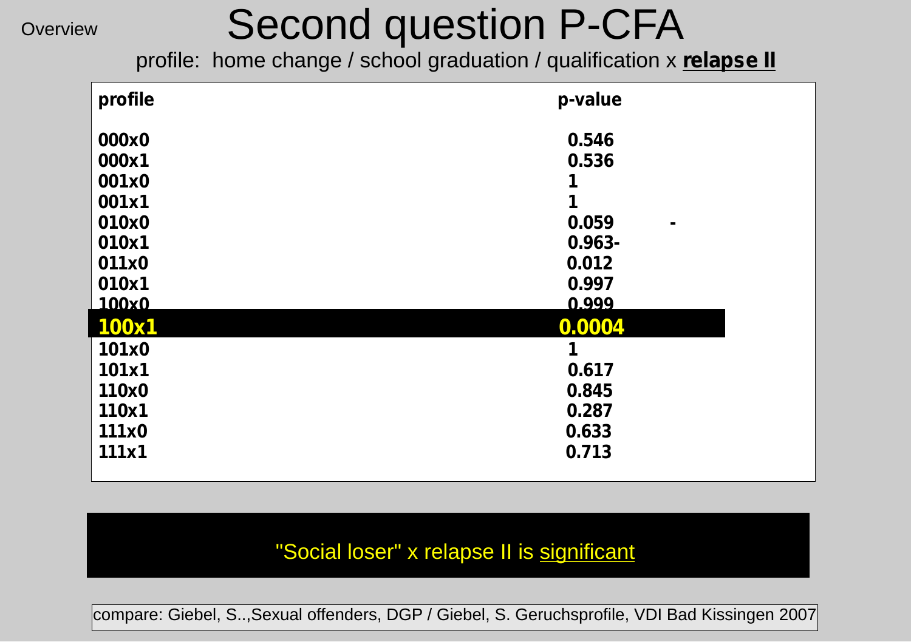Overview

# Second question P-CFA

profile: home change / school graduation / qualification x **relapse II**

| profile | p-value |
|---|---|
| 000x0 | 0.546 |
| 000x1 | 0.536 |
| 001x0 | 1 |
| 001x1 | 1 |
| 010x0 | 0.059 - |
| 010x1 | 0.963- |
| 011x0 | 0.012 |
| 010x1 | 0.997 |
| 100x0 | 0.999 |
| **100x1** | **0.0004** |
| 101x0 | 1 |
| 101x1 | 0.617 |
| 110x0 | 0.845 |
| 110x1 | 0.287 |
| 111x0 | 0.633 |
| 111x1 | 0.713 |

"Social loser" x relapse II is significant

compare: Giebel, S..,Sexual offenders, DGP / Giebel, S. Geruchsprofile, VDI Bad Kissingen 2007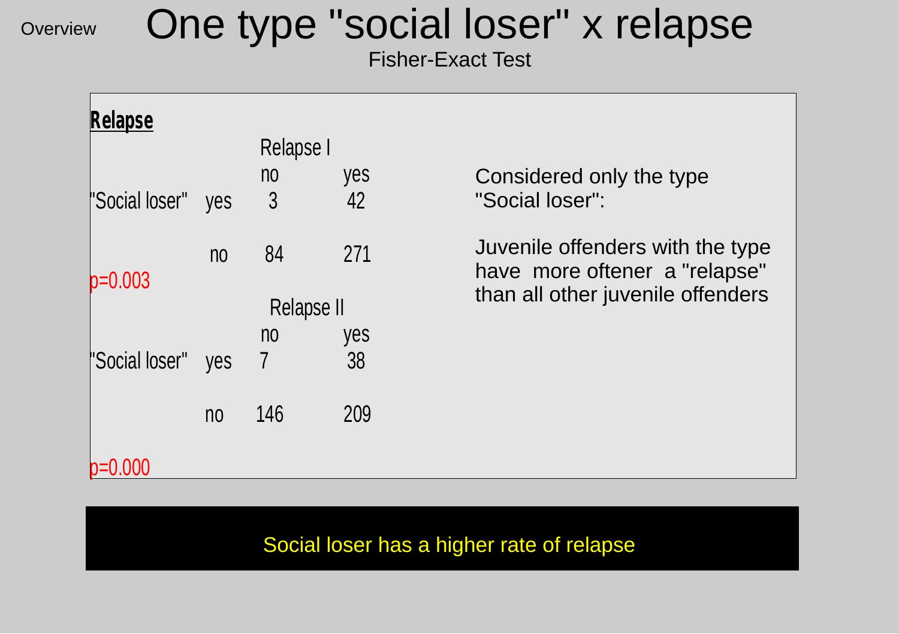Overview

# One type "social loser" x relapse

Fisher-Exact Test

**Relapse**

| | | Relapse I | |
|---|---|---|---|
| | | no | yes |
| "Social loser" | yes | 3 | 42 |
| | no | 84 | 271 |

p=0.003

| | | Relapse II | |
|---|---|---|---|
| | | no | yes |
| "Social loser" | yes | 7 | 38 |
| | no | 146 | 209 |

p=0.000

Considered only the type "Social loser":

Juvenile offenders with the type have more oftener a "relapse" than all other juvenile offenders

Social loser has a higher rate of relapse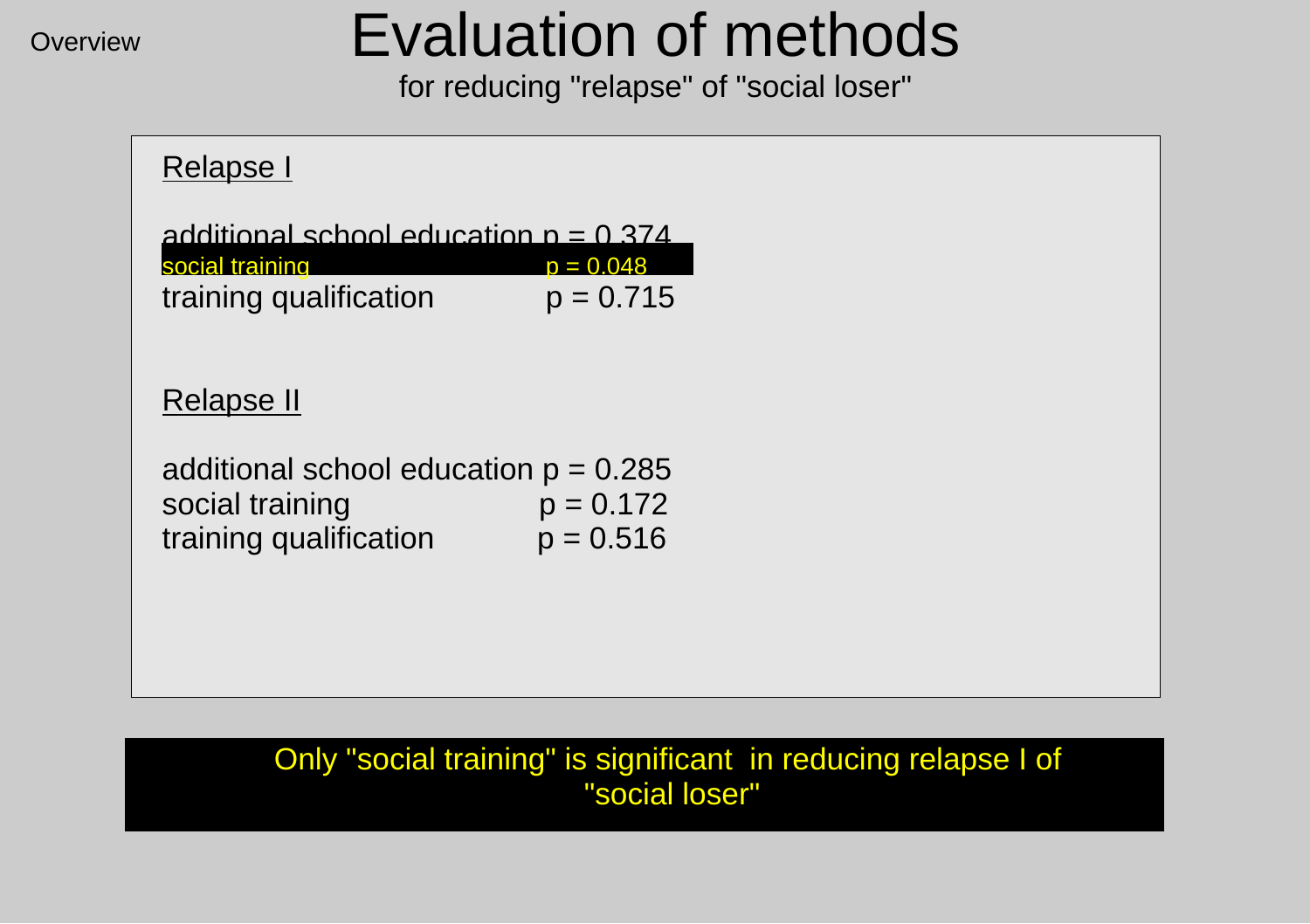Overview

# Evaluation of methods

for reducing "relapse" of "social loser"

## Relapse I

additional school education $p = 0.374$
**social training $p = 0.048$**
training qualification $p = 0.715$

## Relapse II

additional school education $p = 0.285$
social training $p = 0.172$
training qualification $p = 0.516$

**Only "social training" is significant in reducing relapse I of "social loser"**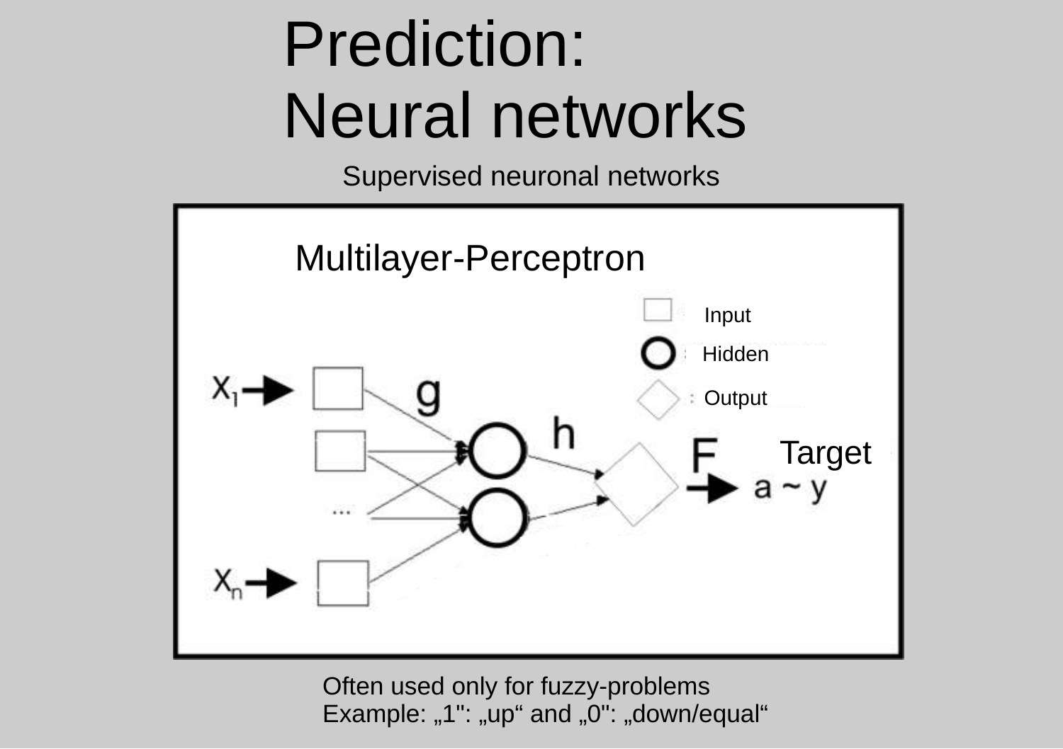# Prediction: Neural networks

Supervised neuronal networks

## Multilayer-Perceptron

Input

Hidden

Output

$X_1$ → g → h → F → Target $a \sim y$

...

$X_n$ →

Often used only for fuzzy-problems
Example: „1": „up“ and „0": „down/equal“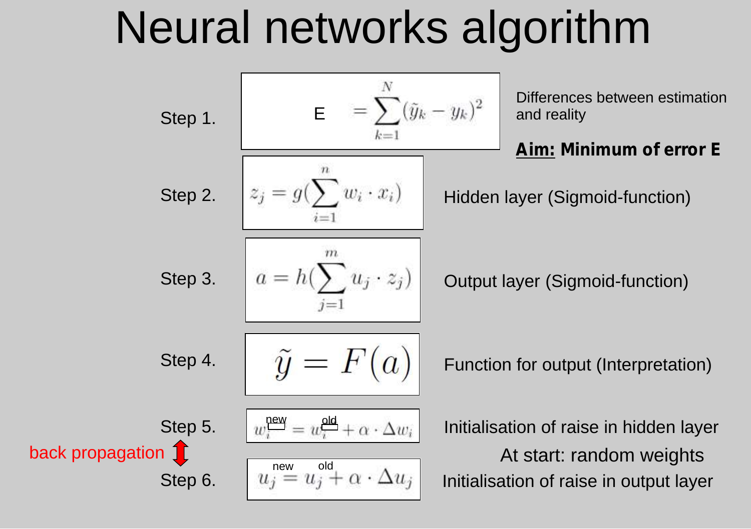# Neural networks algorithm

Step 1. $$E = \sum_{k=1}^{N} (\tilde{y}_k - y_k)^2$$

Differences between estimation and reality

**Aim: Minimum of error E**

Step 2. $$z_j = g(\sum_{i=1}^{n} w_i \cdot x_i)$$

Hidden layer (Sigmoid-function)

Step 3. $$a = h(\sum_{j=1}^{m} u_j \cdot z_j)$$

Output layer (Sigmoid-function)

Step 4. $$\tilde{y} = F(a)$$

Function for output (Interpretation)

Step 5. $$w_i^{new} = w_i^{old} + \alpha \cdot \Delta w_i$$

Initialisation of raise in hidden layer

back propagation

At start: random weights

Step 6. $$u_j^{new} = u_j^{old} + \alpha \cdot \Delta u_j$$

Initialisation of raise in output layer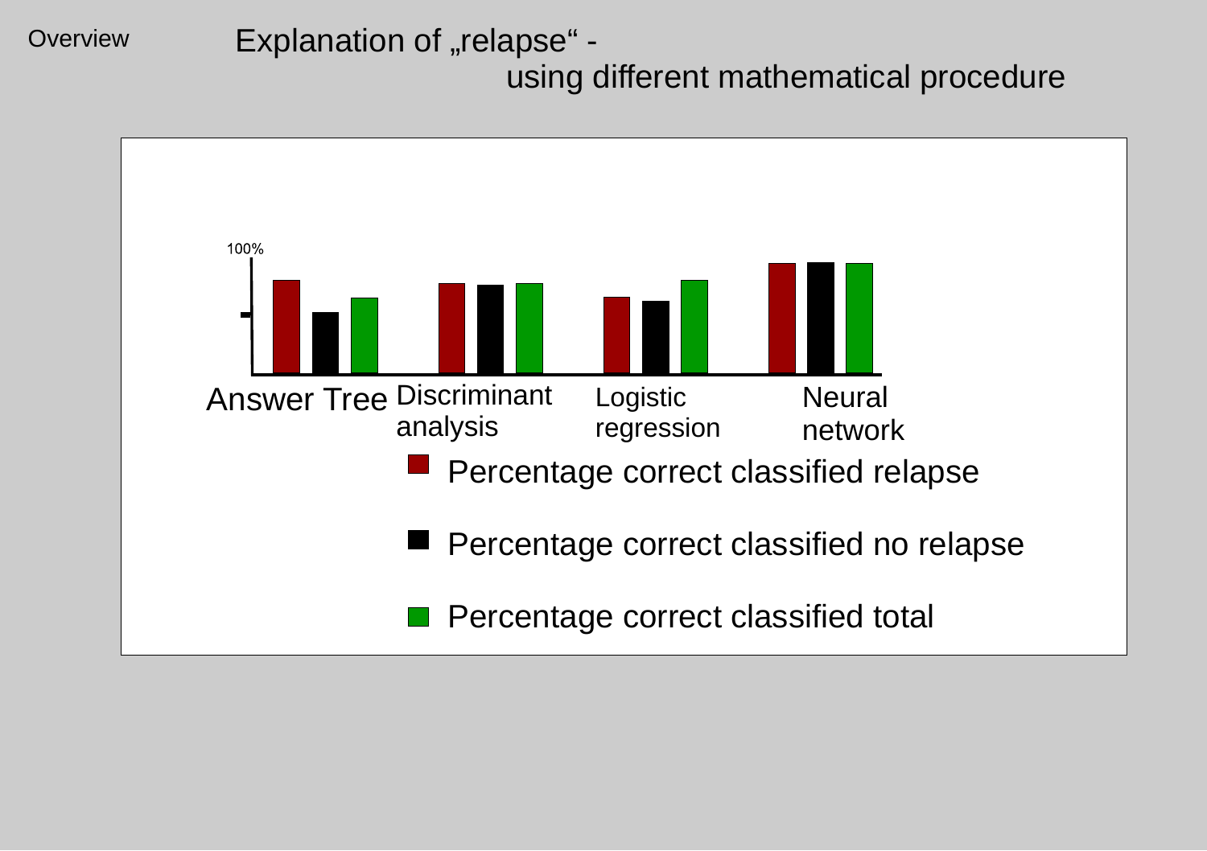Overview

# Explanation of „relapse“ - using different mathematical procedure

100%

Answer Tree | Discriminant analysis | Logistic regression | Neural network

- Percentage correct classified relapse
- Percentage correct classified no relapse
- Percentage correct classified total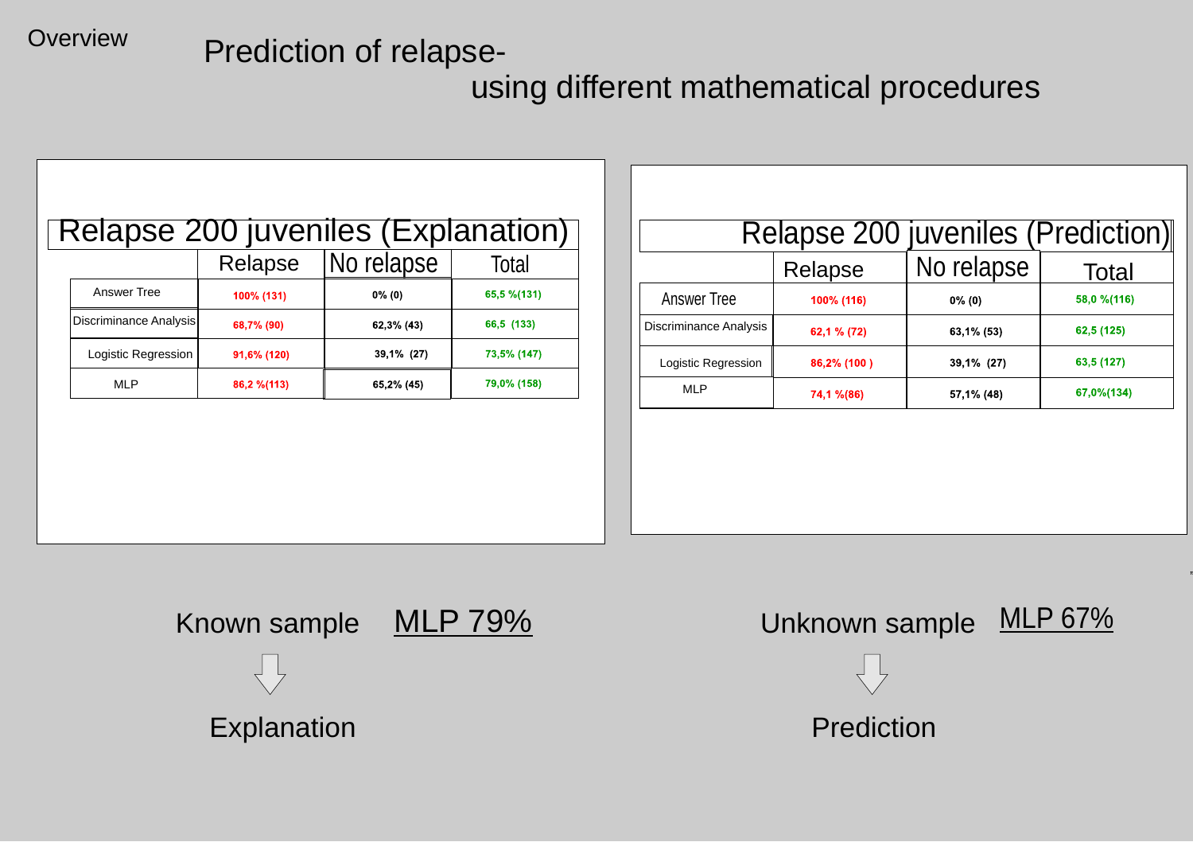Overview

# Prediction of relapse- using different mathematical procedures

| Relapse 200 juveniles (Explanation) | | | |
|---|---|---|---|
| | Relapse | No relapse | Total |
| Answer Tree | 100% (131) | 0% (0) | 65,5 %(131) |
| Discriminance Analysis | 68,7% (90) | 62,3% (43) | 66,5 (133) |
| Logistic Regression | 91,6% (120) | 39,1% (27) | 73,5% (147) |
| MLP | 86,2 %(113) | 65,2% (45) | 79,0% (158) |

| Relapse 200 juveniles (Prediction) | | | |
|---|---|---|---|
| | Relapse | No relapse | Total |
| Answer Tree | 100% (116) | 0% (0) | 58,0 %(116) |
| Discriminance Analysis | 62,1 % (72) | 63,1% (53) | 62,5 (125) |
| Logistic Regression | 86,2% (100 ) | 39,1% (27) | 63,5 (127) |
| MLP | 74,1 %(86) | 57,1% (48) | 67,0%(134) |

Known sample <u>MLP 79%</u>

⇩

Explanation

Unknown sample <u>MLP 67%</u>

⇩

Prediction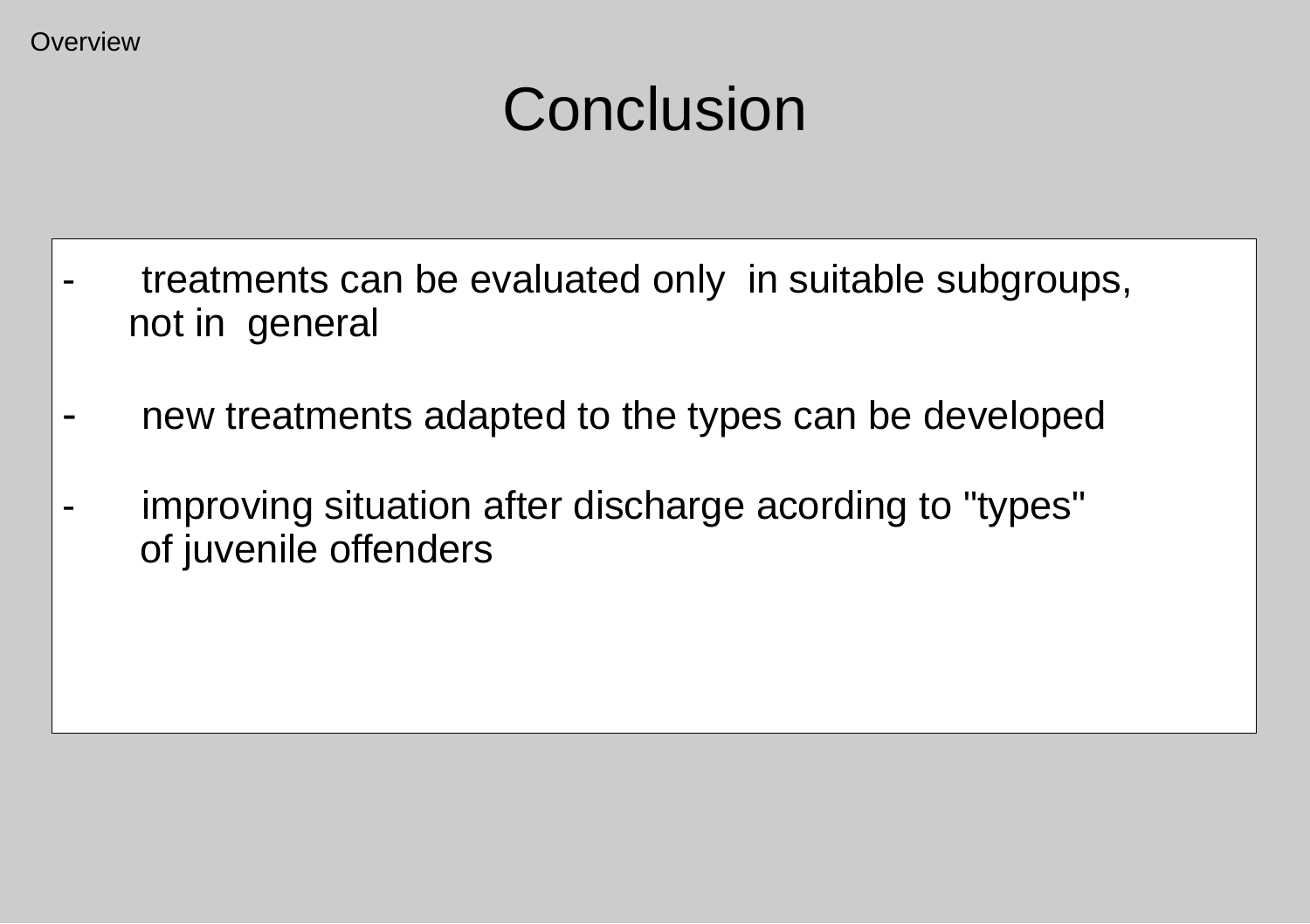# Conclusion

- treatments can be evaluated only in suitable subgroups, not in general
- new treatments adapted to the types can be developed
- improving situation after discharge acording to "types" of juvenile offenders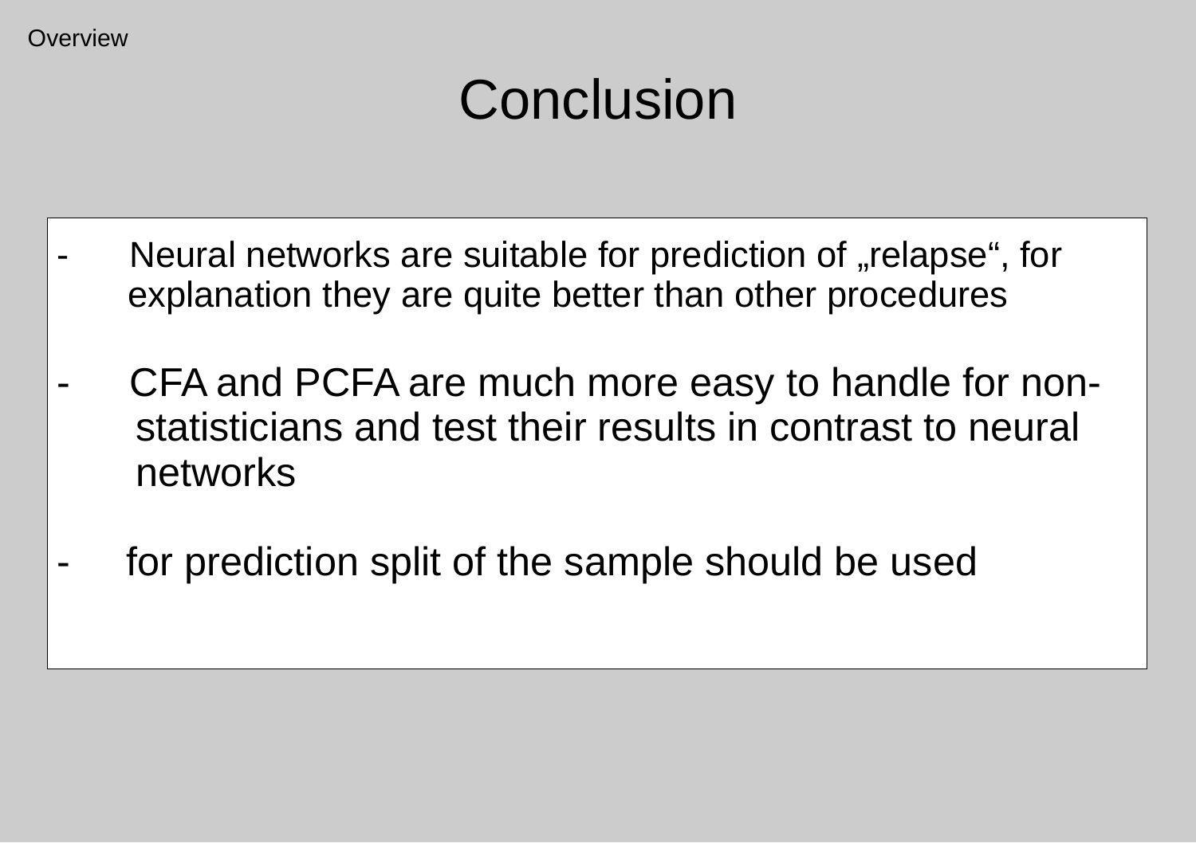Overview

# Conclusion

- Neural networks are suitable for prediction of „relapse“, for explanation they are quite better than other procedures

- CFA and PCFA are much more easy to handle for non-statisticians and test their results in contrast to neural networks

- for prediction split of the sample should be used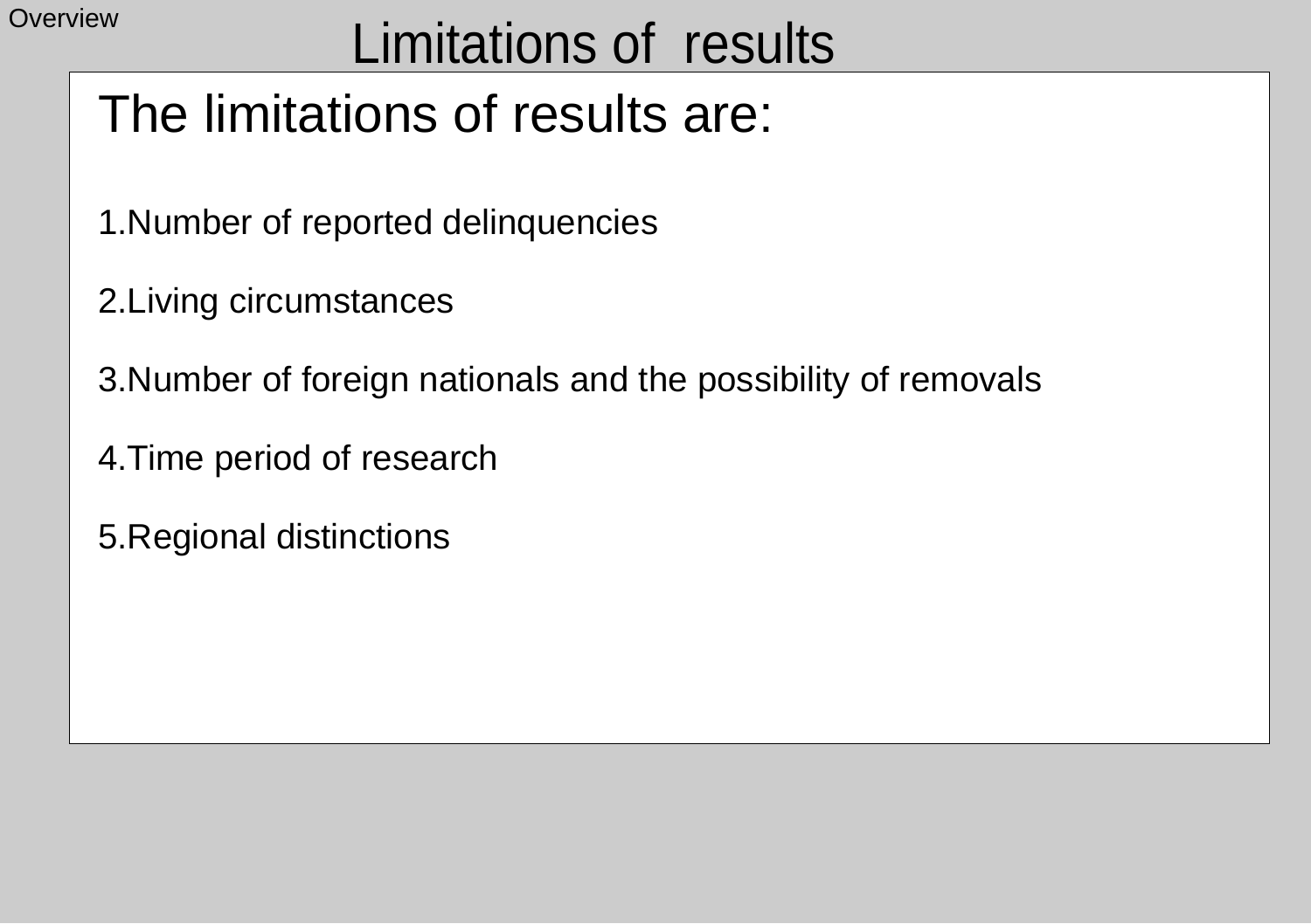# Limitations of results

## The limitations of results are:

1. Number of reported delinquencies
2. Living circumstances
3. Number of foreign nationals and the possibility of removals
4. Time period of research
5. Regional distinctions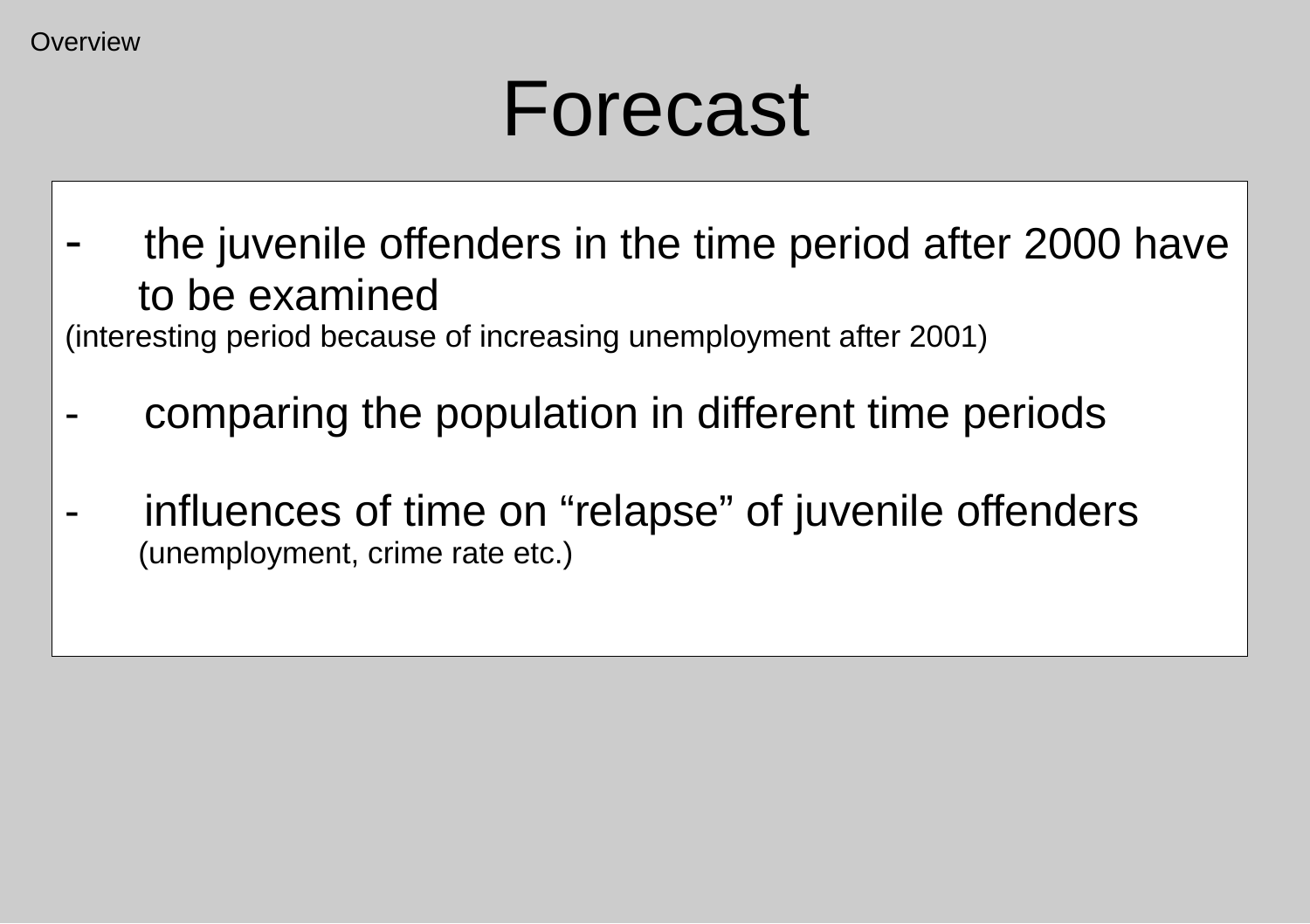Overview

# Forecast

- the juvenile offenders in the time period after 2000 have to be examined

(interesting period because of increasing unemployment after 2001)

- comparing the population in different time periods

- influences of time on “relapse” of juvenile offenders

  (unemployment, crime rate etc.)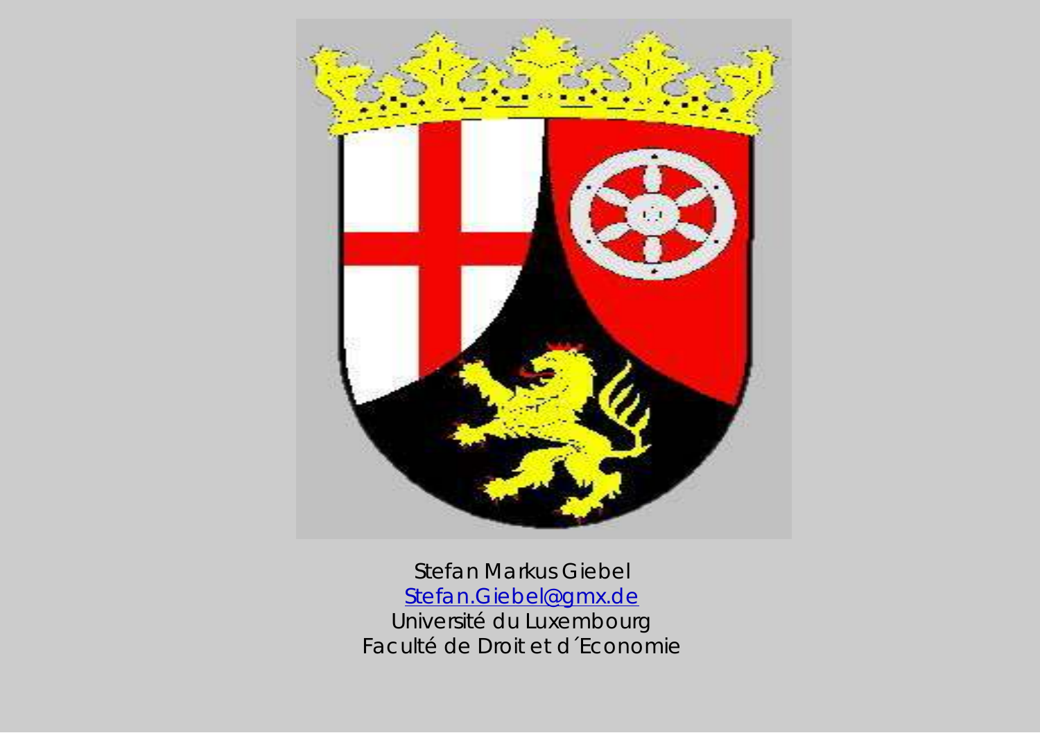Stefan Markus Giebel
Stefan.Giebel@gmx.de
Université du Luxembourg
Faculté de Droit et d´Economie